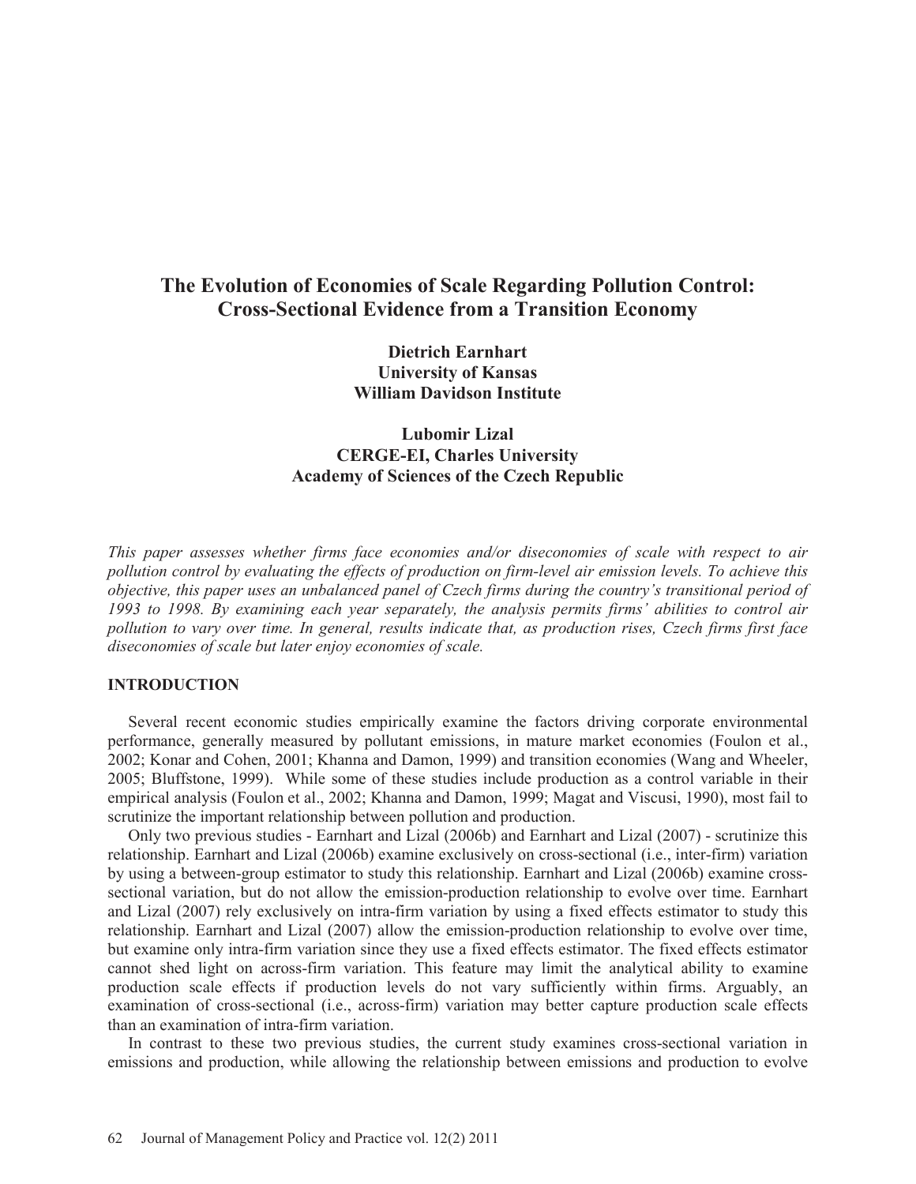# The Evolution of Economies of Scale Regarding Pollution Control: Cross-Sectional Evidence from a Transition Economy

**Dietrich Earnhart**
**University of Kansas**
**William Davidson Institute**

**Lubomir Lizal**
**CERGE-EI, Charles University**
**Academy of Sciences of the Czech Republic**

*This paper assesses whether firms face economies and/or diseconomies of scale with respect to air pollution control by evaluating the effects of production on firm-level air emission levels. To achieve this objective, this paper uses an unbalanced panel of Czech firms during the country's transitional period of 1993 to 1998. By examining each year separately, the analysis permits firms' abilities to control air pollution to vary over time. In general, results indicate that, as production rises, Czech firms first face diseconomies of scale but later enjoy economies of scale.*

## INTRODUCTION

Several recent economic studies empirically examine the factors driving corporate environmental performance, generally measured by pollutant emissions, in mature market economies (Foulon et al., 2002; Konar and Cohen, 2001; Khanna and Damon, 1999) and transition economies (Wang and Wheeler, 2005; Bluffstone, 1999). While some of these studies include production as a control variable in their empirical analysis (Foulon et al., 2002; Khanna and Damon, 1999; Magat and Viscusi, 1990), most fail to scrutinize the important relationship between pollution and production.

Only two previous studies - Earnhart and Lizal (2006b) and Earnhart and Lizal (2007) - scrutinize this relationship. Earnhart and Lizal (2006b) examine exclusively on cross-sectional (i.e., inter-firm) variation by using a between-group estimator to study this relationship. Earnhart and Lizal (2006b) examine cross-sectional variation, but do not allow the emission-production relationship to evolve over time. Earnhart and Lizal (2007) rely exclusively on intra-firm variation by using a fixed effects estimator to study this relationship. Earnhart and Lizal (2007) allow the emission-production relationship to evolve over time, but examine only intra-firm variation since they use a fixed effects estimator. The fixed effects estimator cannot shed light on across-firm variation. This feature may limit the analytical ability to examine production scale effects if production levels do not vary sufficiently within firms. Arguably, an examination of cross-sectional (i.e., across-firm) variation may better capture production scale effects than an examination of intra-firm variation.

In contrast to these two previous studies, the current study examines cross-sectional variation in emissions and production, while allowing the relationship between emissions and production to evolve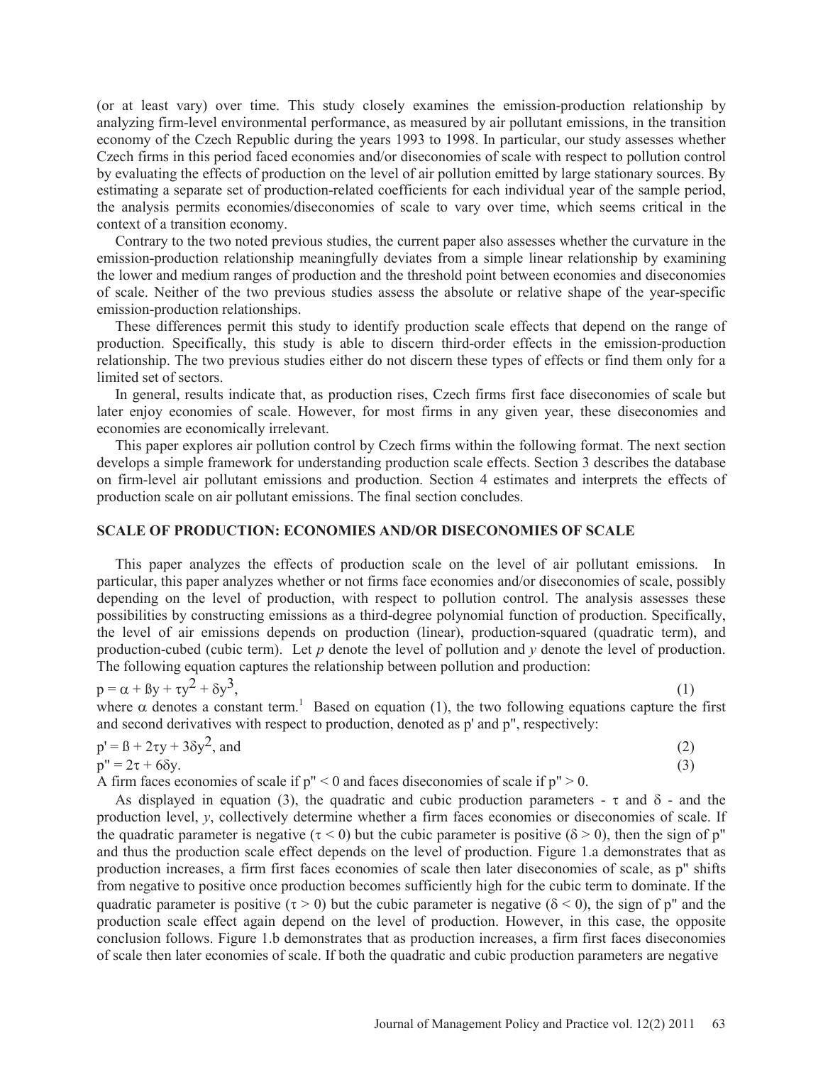(or at least vary) over time. This study closely examines the emission-production relationship by analyzing firm-level environmental performance, as measured by air pollutant emissions, in the transition economy of the Czech Republic during the years 1993 to 1998. In particular, our study assesses whether Czech firms in this period faced economies and/or diseconomies of scale with respect to pollution control by evaluating the effects of production on the level of air pollution emitted by large stationary sources. By estimating a separate set of production-related coefficients for each individual year of the sample period, the analysis permits economies/diseconomies of scale to vary over time, which seems critical in the context of a transition economy.

Contrary to the two noted previous studies, the current paper also assesses whether the curvature in the emission-production relationship meaningfully deviates from a simple linear relationship by examining the lower and medium ranges of production and the threshold point between economies and diseconomies of scale. Neither of the two previous studies assess the absolute or relative shape of the year-specific emission-production relationships.

These differences permit this study to identify production scale effects that depend on the range of production. Specifically, this study is able to discern third-order effects in the emission-production relationship. The two previous studies either do not discern these types of effects or find them only for a limited set of sectors.

In general, results indicate that, as production rises, Czech firms first face diseconomies of scale but later enjoy economies of scale. However, for most firms in any given year, these diseconomies and economies are economically irrelevant.

This paper explores air pollution control by Czech firms within the following format. The next section develops a simple framework for understanding production scale effects. Section 3 describes the database on firm-level air pollutant emissions and production. Section 4 estimates and interprets the effects of production scale on air pollutant emissions. The final section concludes.

## SCALE OF PRODUCTION: ECONOMIES AND/OR DISECONOMIES OF SCALE

This paper analyzes the effects of production scale on the level of air pollutant emissions. In particular, this paper analyzes whether or not firms face economies and/or diseconomies of scale, possibly depending on the level of production, with respect to pollution control. The analysis assesses these possibilities by constructing emissions as a third-degree polynomial function of production. Specifically, the level of air emissions depends on production (linear), production-squared (quadratic term), and production-cubed (cubic term). Let $p$ denote the level of pollution and $y$ denote the level of production. The following equation captures the relationship between pollution and production:

$$p = \alpha + \beta y + \tau y^2 + \delta y^3, \qquad (1)$$

where $\alpha$ denotes a constant term.[1] Based on equation (1), the two following equations capture the first and second derivatives with respect to production, denoted as p' and p", respectively:

$$p' = \beta + 2\tau y + 3\delta y^2, \text{ and} \qquad (2)$$

$$p'' = 2\tau + 6\delta y. \qquad (3)$$

A firm faces economies of scale if $p'' < 0$ and faces diseconomies of scale if $p'' > 0$.

As displayed in equation (3), the quadratic and cubic production parameters - $\tau$ and $\delta$ - and the production level, $y$, collectively determine whether a firm faces economies or diseconomies of scale. If the quadratic parameter is negative ($\tau < 0$) but the cubic parameter is positive ($\delta > 0$), then the sign of p" and thus the production scale effect depends on the level of production. Figure 1.a demonstrates that as production increases, a firm first faces economies of scale then later diseconomies of scale, as p" shifts from negative to positive once production becomes sufficiently high for the cubic term to dominate. If the quadratic parameter is positive ($\tau > 0$) but the cubic parameter is negative ($\delta < 0$), the sign of p" and the production scale effect again depend on the level of production. However, in this case, the opposite conclusion follows. Figure 1.b demonstrates that as production increases, a firm first faces diseconomies of scale then later economies of scale. If both the quadratic and cubic production parameters are negative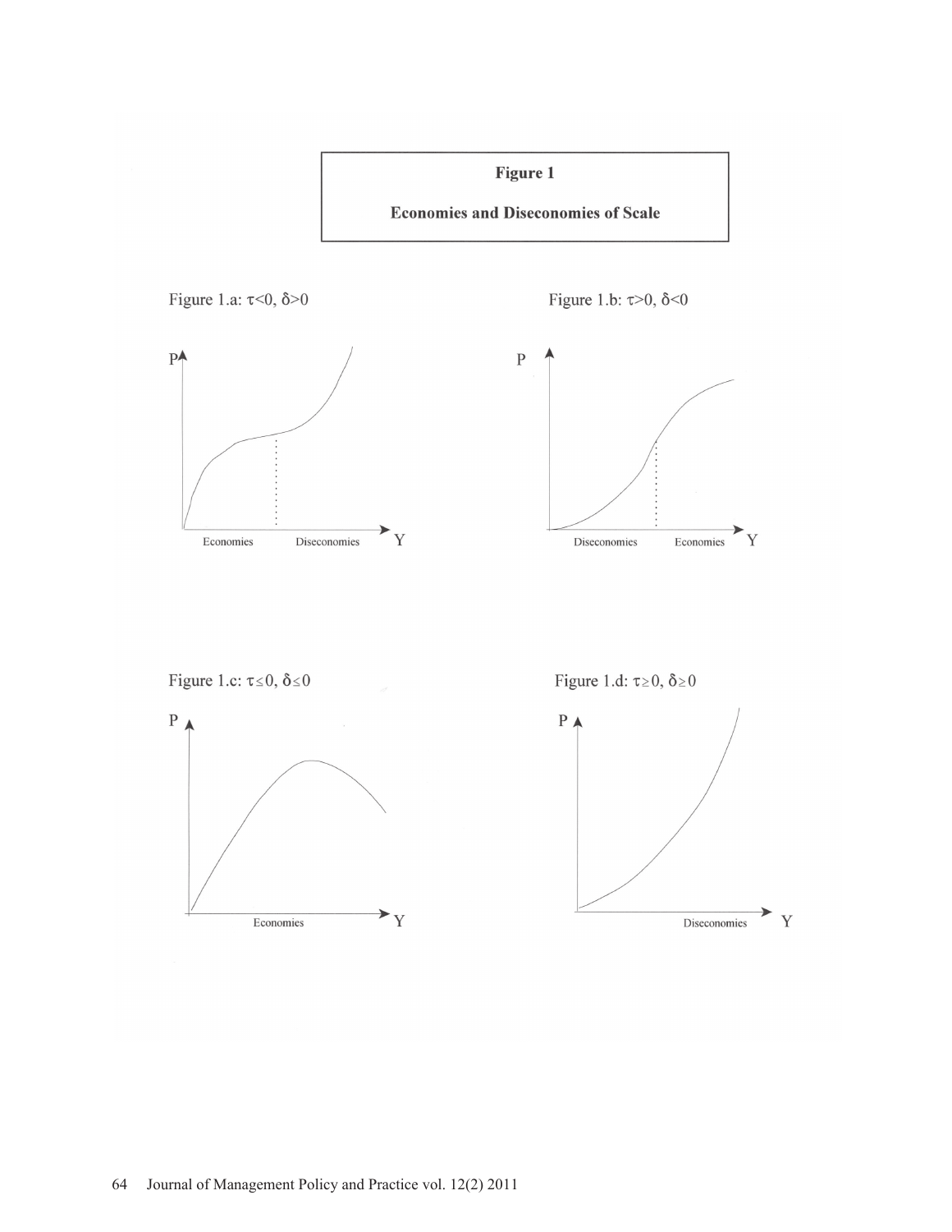**Figure 1**

**Economies and Diseconomies of Scale**

Figure 1.a: $\tau<0$, $\delta>0$

Figure 1.b: $\tau>0$, $\delta<0$

Figure 1.c: $\tau\leq 0$, $\delta\leq 0$

Figure 1.d: $\tau\geq 0$, $\delta\geq 0$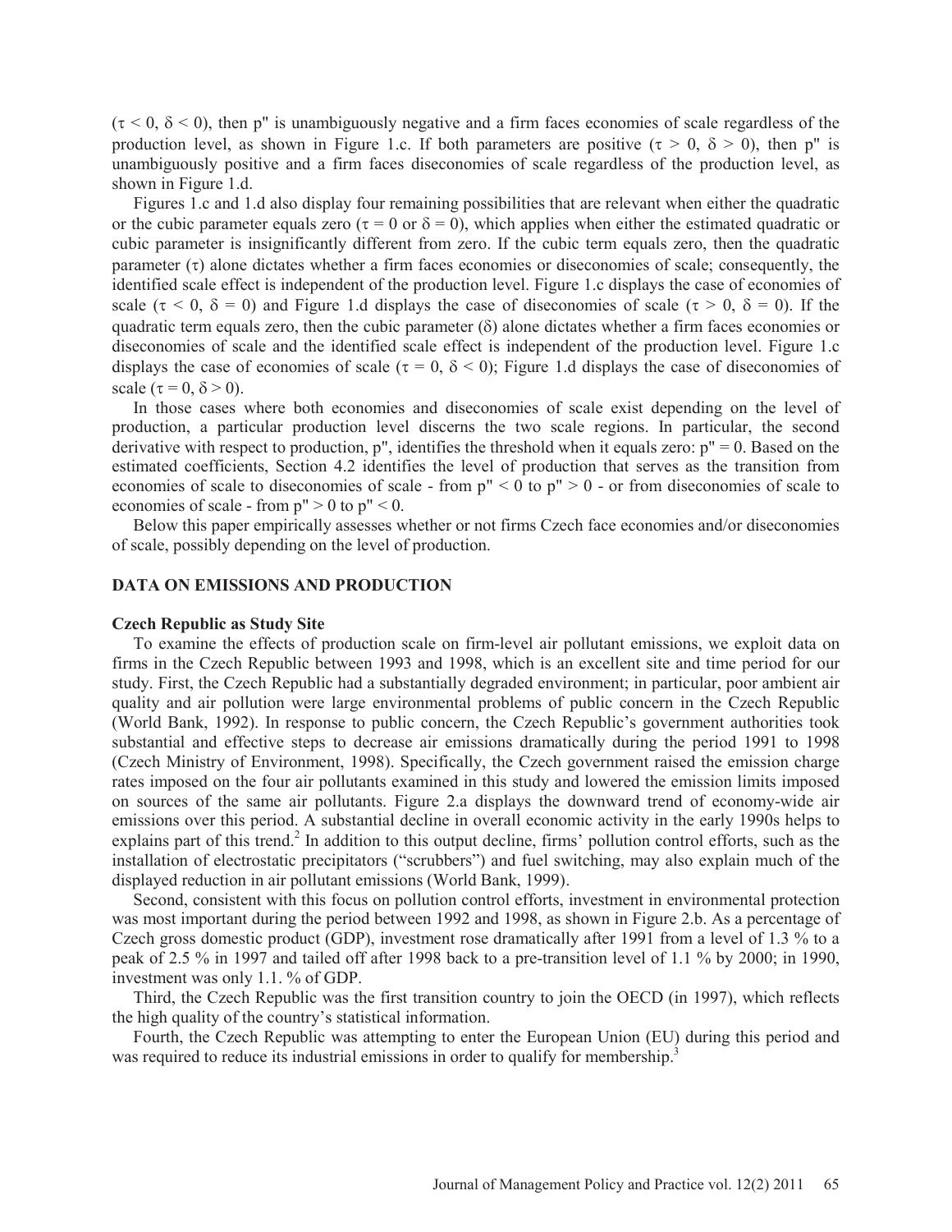($\tau < 0$, $\delta < 0$), then p" is unambiguously negative and a firm faces economies of scale regardless of the production level, as shown in Figure 1.c. If both parameters are positive ($\tau > 0$, $\delta > 0$), then p" is unambiguously positive and a firm faces diseconomies of scale regardless of the production level, as shown in Figure 1.d.

Figures 1.c and 1.d also display four remaining possibilities that are relevant when either the quadratic or the cubic parameter equals zero ($\tau = 0$ or $\delta = 0$), which applies when either the estimated quadratic or cubic parameter is insignificantly different from zero. If the cubic term equals zero, then the quadratic parameter ($\tau$) alone dictates whether a firm faces economies or diseconomies of scale; consequently, the identified scale effect is independent of the production level. Figure 1.c displays the case of economies of scale ($\tau < 0$, $\delta = 0$) and Figure 1.d displays the case of diseconomies of scale ($\tau > 0$, $\delta = 0$). If the quadratic term equals zero, then the cubic parameter ($\delta$) alone dictates whether a firm faces economies or diseconomies of scale and the identified scale effect is independent of the production level. Figure 1.c displays the case of economies of scale ($\tau = 0$, $\delta < 0$); Figure 1.d displays the case of diseconomies of scale ($\tau = 0$, $\delta > 0$).

In those cases where both economies and diseconomies of scale exist depending on the level of production, a particular production level discerns the two scale regions. In particular, the second derivative with respect to production, p", identifies the threshold when it equals zero: p" = 0. Based on the estimated coefficients, Section 4.2 identifies the level of production that serves as the transition from economies of scale to diseconomies of scale - from p" < 0 to p" > 0 - or from diseconomies of scale to economies of scale - from p" > 0 to p" < 0.

Below this paper empirically assesses whether or not firms Czech face economies and/or diseconomies of scale, possibly depending on the level of production.

## DATA ON EMISSIONS AND PRODUCTION

### Czech Republic as Study Site

To examine the effects of production scale on firm-level air pollutant emissions, we exploit data on firms in the Czech Republic between 1993 and 1998, which is an excellent site and time period for our study. First, the Czech Republic had a substantially degraded environment; in particular, poor ambient air quality and air pollution were large environmental problems of public concern in the Czech Republic (World Bank, 1992). In response to public concern, the Czech Republic's government authorities took substantial and effective steps to decrease air emissions dramatically during the period 1991 to 1998 (Czech Ministry of Environment, 1998). Specifically, the Czech government raised the emission charge rates imposed on the four air pollutants examined in this study and lowered the emission limits imposed on sources of the same air pollutants. Figure 2.a displays the downward trend of economy-wide air emissions over this period. A substantial decline in overall economic activity in the early 1990s helps to explains part of this trend.[2] In addition to this output decline, firms' pollution control efforts, such as the installation of electrostatic precipitators ("scrubbers") and fuel switching, may also explain much of the displayed reduction in air pollutant emissions (World Bank, 1999).

Second, consistent with this focus on pollution control efforts, investment in environmental protection was most important during the period between 1992 and 1998, as shown in Figure 2.b. As a percentage of Czech gross domestic product (GDP), investment rose dramatically after 1991 from a level of 1.3 % to a peak of 2.5 % in 1997 and tailed off after 1998 back to a pre-transition level of 1.1 % by 2000; in 1990, investment was only 1.1. % of GDP.

Third, the Czech Republic was the first transition country to join the OECD (in 1997), which reflects the high quality of the country's statistical information.

Fourth, the Czech Republic was attempting to enter the European Union (EU) during this period and was required to reduce its industrial emissions in order to qualify for membership.[3]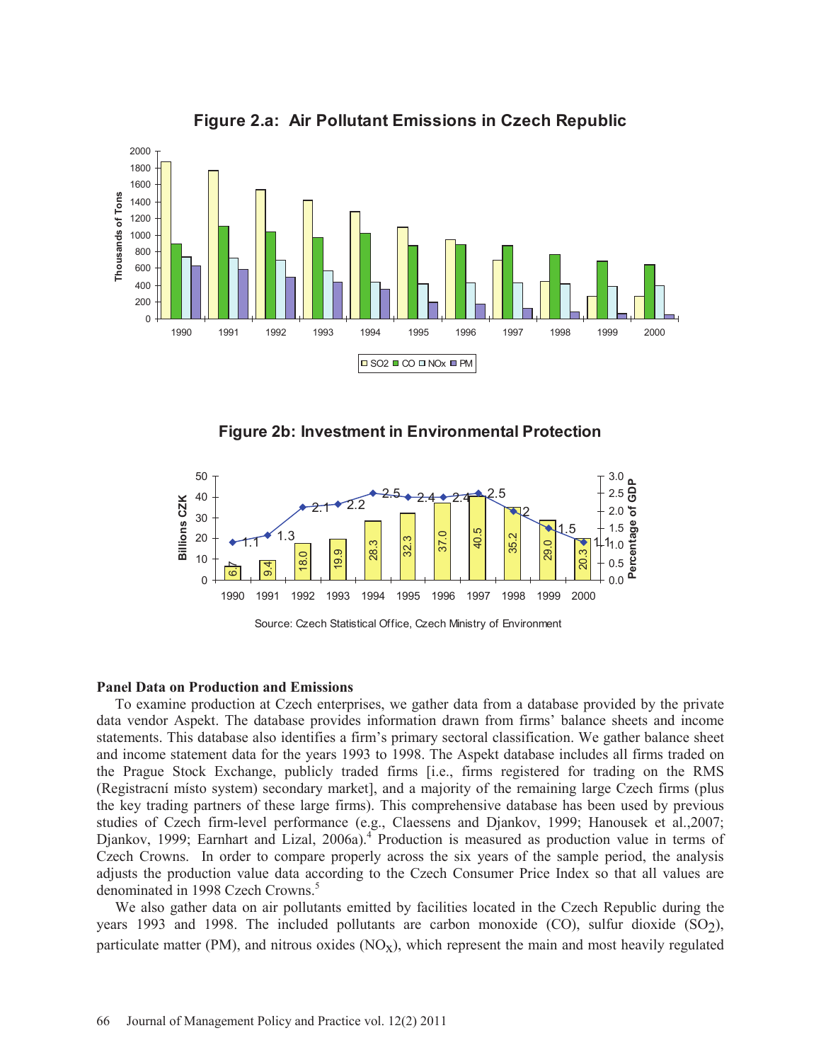**Figure 2.a: Air Pollutant Emissions in Czech Republic**

**Figure 2b: Investment in Environmental Protection**

Source: Czech Statistical Office, Czech Ministry of Environment

**Panel Data on Production and Emissions**

To examine production at Czech enterprises, we gather data from a database provided by the private data vendor Aspekt. The database provides information drawn from firms' balance sheets and income statements. This database also identifies a firm's primary sectoral classification. We gather balance sheet and income statement data for the years 1993 to 1998. The Aspekt database includes all firms traded on the Prague Stock Exchange, publicly traded firms [i.e., firms registered for trading on the RMS (Registracní místo system) secondary market], and a majority of the remaining large Czech firms (plus the key trading partners of these large firms). This comprehensive database has been used by previous studies of Czech firm-level performance (e.g., Claessens and Djankov, 1999; Hanousek et al.,2007; Djankov, 1999; Earnhart and Lizal, 2006a).[4] Production is measured as production value in terms of Czech Crowns. In order to compare properly across the six years of the sample period, the analysis adjusts the production value data according to the Czech Consumer Price Index so that all values are denominated in 1998 Czech Crowns.[5]

We also gather data on air pollutants emitted by facilities located in the Czech Republic during the years 1993 and 1998. The included pollutants are carbon monoxide (CO), sulfur dioxide ($SO_2$), particulate matter (PM), and nitrous oxides ($NO_x$), which represent the main and most heavily regulated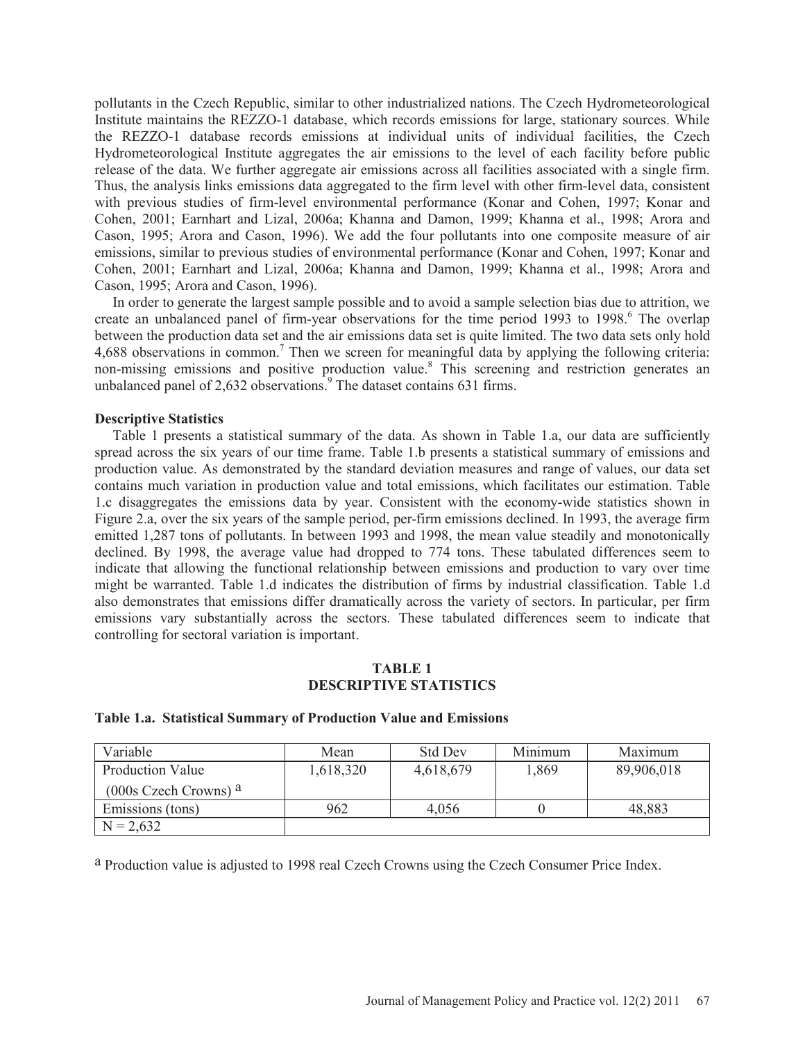pollutants in the Czech Republic, similar to other industrialized nations. The Czech Hydrometeorological Institute maintains the REZZO-1 database, which records emissions for large, stationary sources. While the REZZO-1 database records emissions at individual units of individual facilities, the Czech Hydrometeorological Institute aggregates the air emissions to the level of each facility before public release of the data. We further aggregate air emissions across all facilities associated with a single firm. Thus, the analysis links emissions data aggregated to the firm level with other firm-level data, consistent with previous studies of firm-level environmental performance (Konar and Cohen, 1997; Konar and Cohen, 2001; Earnhart and Lizal, 2006a; Khanna and Damon, 1999; Khanna et al., 1998; Arora and Cason, 1995; Arora and Cason, 1996). We add the four pollutants into one composite measure of air emissions, similar to previous studies of environmental performance (Konar and Cohen, 1997; Konar and Cohen, 2001; Earnhart and Lizal, 2006a; Khanna and Damon, 1999; Khanna et al., 1998; Arora and Cason, 1995; Arora and Cason, 1996).

In order to generate the largest sample possible and to avoid a sample selection bias due to attrition, we create an unbalanced panel of firm-year observations for the time period 1993 to 1998.[6] The overlap between the production data set and the air emissions data set is quite limited. The two data sets only hold 4,688 observations in common.[7] Then we screen for meaningful data by applying the following criteria: non-missing emissions and positive production value.[8] This screening and restriction generates an unbalanced panel of 2,632 observations.[9] The dataset contains 631 firms.

**Descriptive Statistics**

Table 1 presents a statistical summary of the data. As shown in Table 1.a, our data are sufficiently spread across the six years of our time frame. Table 1.b presents a statistical summary of emissions and production value. As demonstrated by the standard deviation measures and range of values, our data set contains much variation in production value and total emissions, which facilitates our estimation. Table 1.c disaggregates the emissions data by year. Consistent with the economy-wide statistics shown in Figure 2.a, over the six years of the sample period, per-firm emissions declined. In 1993, the average firm emitted 1,287 tons of pollutants. In between 1993 and 1998, the mean value steadily and monotonically declined. By 1998, the average value had dropped to 774 tons. These tabulated differences seem to indicate that allowing the functional relationship between emissions and production to vary over time might be warranted. Table 1.d indicates the distribution of firms by industrial classification. Table 1.d also demonstrates that emissions differ dramatically across the variety of sectors. In particular, per firm emissions vary substantially across the sectors. These tabulated differences seem to indicate that controlling for sectoral variation is important.

**TABLE 1**
**DESCRIPTIVE STATISTICS**

**Table 1.a. Statistical Summary of Production Value and Emissions**

| Variable | Mean | Std Dev | Minimum | Maximum |
|---|---|---|---|---|
| Production Value (000s Czech Crowns) [a] | 1,618,320 | 4,618,679 | 1,869 | 89,906,018 |
| Emissions (tons) | 962 | 4,056 | 0 | 48,883 |
| N = 2,632 | | | | |

[a] Production value is adjusted to 1998 real Czech Crowns using the Czech Consumer Price Index.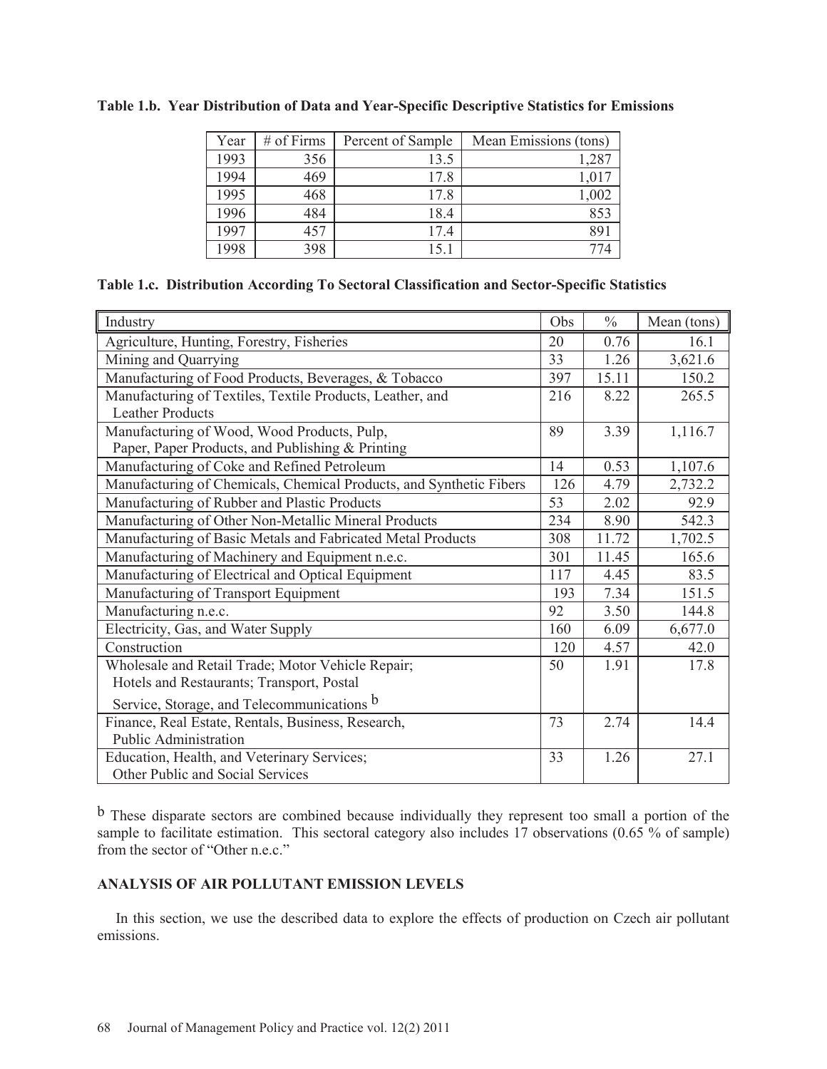**Table 1.b. Year Distribution of Data and Year-Specific Descriptive Statistics for Emissions**

| Year | # of Firms | Percent of Sample | Mean Emissions (tons) |
|---|---|---|---|
| 1993 | 356 | 13.5 | 1,287 |
| 1994 | 469 | 17.8 | 1,017 |
| 1995 | 468 | 17.8 | 1,002 |
| 1996 | 484 | 18.4 | 853 |
| 1997 | 457 | 17.4 | 891 |
| 1998 | 398 | 15.1 | 774 |

**Table 1.c. Distribution According To Sectoral Classification and Sector-Specific Statistics**

| Industry | Obs | % | Mean (tons) |
|---|---|---|---|
| Agriculture, Hunting, Forestry, Fisheries | 20 | 0.76 | 16.1 |
| Mining and Quarrying | 33 | 1.26 | 3,621.6 |
| Manufacturing of Food Products, Beverages, & Tobacco | 397 | 15.11 | 150.2 |
| Manufacturing of Textiles, Textile Products, Leather, and Leather Products | 216 | 8.22 | 265.5 |
| Manufacturing of Wood, Wood Products, Pulp, Paper, Paper Products, and Publishing & Printing | 89 | 3.39 | 1,116.7 |
| Manufacturing of Coke and Refined Petroleum | 14 | 0.53 | 1,107.6 |
| Manufacturing of Chemicals, Chemical Products, and Synthetic Fibers | 126 | 4.79 | 2,732.2 |
| Manufacturing of Rubber and Plastic Products | 53 | 2.02 | 92.9 |
| Manufacturing of Other Non-Metallic Mineral Products | 234 | 8.90 | 542.3 |
| Manufacturing of Basic Metals and Fabricated Metal Products | 308 | 11.72 | 1,702.5 |
| Manufacturing of Machinery and Equipment n.e.c. | 301 | 11.45 | 165.6 |
| Manufacturing of Electrical and Optical Equipment | 117 | 4.45 | 83.5 |
| Manufacturing of Transport Equipment | 193 | 7.34 | 151.5 |
| Manufacturing n.e.c. | 92 | 3.50 | 144.8 |
| Electricity, Gas, and Water Supply | 160 | 6.09 | 6,677.0 |
| Construction | 120 | 4.57 | 42.0 |
| Wholesale and Retail Trade; Motor Vehicle Repair; Hotels and Restaurants; Transport, Postal Service, Storage, and Telecommunications [b] | 50 | 1.91 | 17.8 |
| Finance, Real Estate, Rentals, Business, Research, Public Administration | 73 | 2.74 | 14.4 |
| Education, Health, and Veterinary Services; Other Public and Social Services | 33 | 1.26 | 27.1 |

[b] These disparate sectors are combined because individually they represent too small a portion of the sample to facilitate estimation. This sectoral category also includes 17 observations (0.65 % of sample) from the sector of "Other n.e.c."

## ANALYSIS OF AIR POLLUTANT EMISSION LEVELS

In this section, we use the described data to explore the effects of production on Czech air pollutant emissions.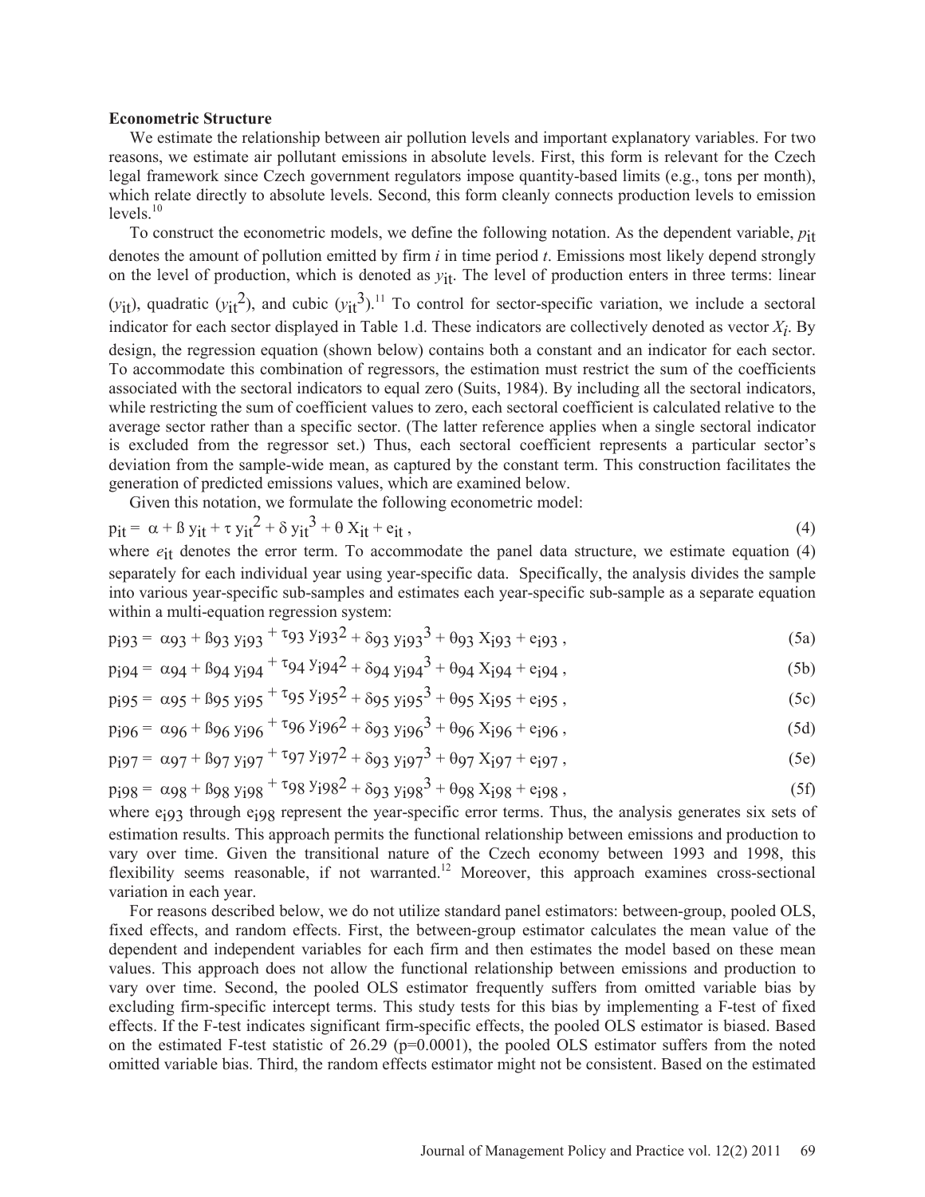**Econometric Structure**

We estimate the relationship between air pollution levels and important explanatory variables. For two reasons, we estimate air pollutant emissions in absolute levels. First, this form is relevant for the Czech legal framework since Czech government regulators impose quantity-based limits (e.g., tons per month), which relate directly to absolute levels. Second, this form cleanly connects production levels to emission levels.[10]

To construct the econometric models, we define the following notation. As the dependent variable, $p_{it}$ denotes the amount of pollution emitted by firm *i* in time period *t*. Emissions most likely depend strongly on the level of production, which is denoted as $y_{it}$. The level of production enters in three terms: linear ($y_{it}$), quadratic ($y_{it}^2$), and cubic ($y_{it}^3$).[11] To control for sector-specific variation, we include a sectoral indicator for each sector displayed in Table 1.d. These indicators are collectively denoted as vector $X_i$. By design, the regression equation (shown below) contains both a constant and an indicator for each sector. To accommodate this combination of regressors, the estimation must restrict the sum of the coefficients associated with the sectoral indicators to equal zero (Suits, 1984). By including all the sectoral indicators, while restricting the sum of coefficient values to zero, each sectoral coefficient is calculated relative to the average sector rather than a specific sector. (The latter reference applies when a single sectoral indicator is excluded from the regressor set.) Thus, each sectoral coefficient represents a particular sector's deviation from the sample-wide mean, as captured by the constant term. This construction facilitates the generation of predicted emissions values, which are examined below.

Given this notation, we formulate the following econometric model:

$$p_{it} = \alpha + \beta\, y_{it} + \tau\, y_{it}^2 + \delta\, y_{it}^3 + \theta\, X_{it} + e_{it}\,, \tag{4}$$

where $e_{it}$ denotes the error term. To accommodate the panel data structure, we estimate equation (4) separately for each individual year using year-specific data. Specifically, the analysis divides the sample into various year-specific sub-samples and estimates each year-specific sub-sample as a separate equation within a multi-equation regression system:

$$p_{i93} = \alpha_{93} + \beta_{93}\, y_{i93} + \tau_{93}\, y_{i93}^2 + \delta_{93}\, y_{i93}^3 + \theta_{93}\, X_{i93} + e_{i93}\,, \tag{5a}$$

$$p_{i94} = \alpha_{94} + \beta_{94}\, y_{i94} + \tau_{94}\, y_{i94}^2 + \delta_{94}\, y_{i94}^3 + \theta_{94}\, X_{i94} + e_{i94}\,, \tag{5b}$$

$$p_{i95} = \alpha_{95} + \beta_{95}\, y_{i95} + \tau_{95}\, y_{i95}^2 + \delta_{95}\, y_{i95}^3 + \theta_{95}\, X_{i95} + e_{i95}\,, \tag{5c}$$

$$p_{i96} = \alpha_{96} + \beta_{96}\, y_{i96} + \tau_{96}\, y_{i96}^2 + \delta_{93}\, y_{i96}^3 + \theta_{96}\, X_{i96} + e_{i96}\,, \tag{5d}$$

$$p_{i97} = \alpha_{97} + \beta_{97}\, y_{i97} + \tau_{97}\, y_{i97}^2 + \delta_{93}\, y_{i97}^3 + \theta_{97}\, X_{i97} + e_{i97}\,, \tag{5e}$$

$$p_{i98} = \alpha_{98} + \beta_{98}\, y_{i98} + \tau_{98}\, y_{i98}^2 + \delta_{93}\, y_{i98}^3 + \theta_{98}\, X_{i98} + e_{i98}\,, \tag{5f}$$

where $e_{i93}$ through $e_{i98}$ represent the year-specific error terms. Thus, the analysis generates six sets of estimation results. This approach permits the functional relationship between emissions and production to vary over time. Given the transitional nature of the Czech economy between 1993 and 1998, this flexibility seems reasonable, if not warranted.[12] Moreover, this approach examines cross-sectional variation in each year.

For reasons described below, we do not utilize standard panel estimators: between-group, pooled OLS, fixed effects, and random effects. First, the between-group estimator calculates the mean value of the dependent and independent variables for each firm and then estimates the model based on these mean values. This approach does not allow the functional relationship between emissions and production to vary over time. Second, the pooled OLS estimator frequently suffers from omitted variable bias by excluding firm-specific intercept terms. This study tests for this bias by implementing a F-test of fixed effects. If the F-test indicates significant firm-specific effects, the pooled OLS estimator is biased. Based on the estimated F-test statistic of 26.29 ($p=0.0001$), the pooled OLS estimator suffers from the noted omitted variable bias. Third, the random effects estimator might not be consistent. Based on the estimated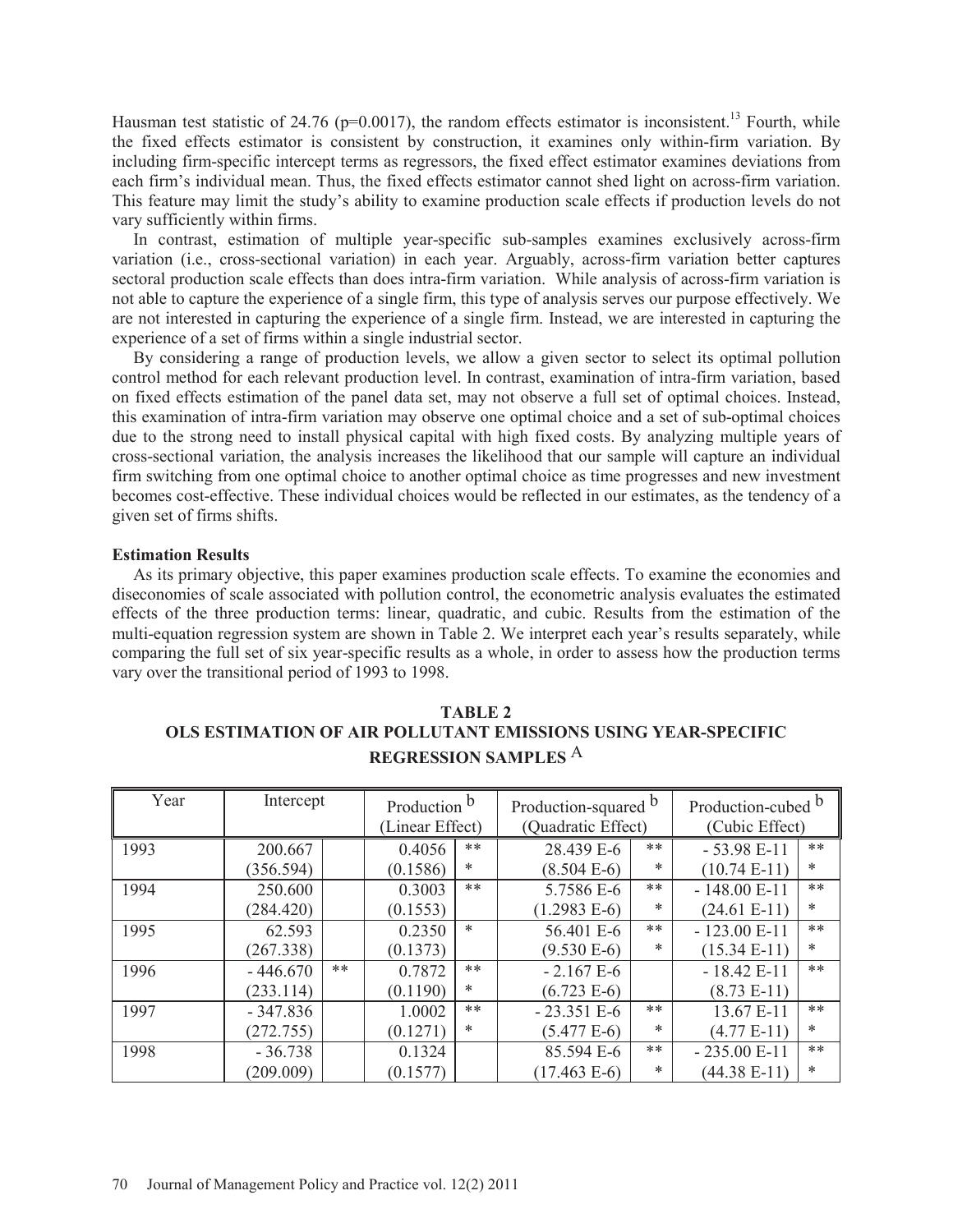Hausman test statistic of 24.76 (p=0.0017), the random effects estimator is inconsistent.[13] Fourth, while the fixed effects estimator is consistent by construction, it examines only within-firm variation. By including firm-specific intercept terms as regressors, the fixed effect estimator examines deviations from each firm's individual mean. Thus, the fixed effects estimator cannot shed light on across-firm variation. This feature may limit the study's ability to examine production scale effects if production levels do not vary sufficiently within firms.

In contrast, estimation of multiple year-specific sub-samples examines exclusively across-firm variation (i.e., cross-sectional variation) in each year. Arguably, across-firm variation better captures sectoral production scale effects than does intra-firm variation. While analysis of across-firm variation is not able to capture the experience of a single firm, this type of analysis serves our purpose effectively. We are not interested in capturing the experience of a single firm. Instead, we are interested in capturing the experience of a set of firms within a single industrial sector.

By considering a range of production levels, we allow a given sector to select its optimal pollution control method for each relevant production level. In contrast, examination of intra-firm variation, based on fixed effects estimation of the panel data set, may not observe a full set of optimal choices. Instead, this examination of intra-firm variation may observe one optimal choice and a set of sub-optimal choices due to the strong need to install physical capital with high fixed costs. By analyzing multiple years of cross-sectional variation, the analysis increases the likelihood that our sample will capture an individual firm switching from one optimal choice to another optimal choice as time progresses and new investment becomes cost-effective. These individual choices would be reflected in our estimates, as the tendency of a given set of firms shifts.

**Estimation Results**

As its primary objective, this paper examines production scale effects. To examine the economies and diseconomies of scale associated with pollution control, the econometric analysis evaluates the estimated effects of the three production terms: linear, quadratic, and cubic. Results from the estimation of the multi-equation regression system are shown in Table 2. We interpret each year's results separately, while comparing the full set of six year-specific results as a whole, in order to assess how the production terms vary over the transitional period of 1993 to 1998.

**TABLE 2**
**OLS ESTIMATION OF AIR POLLUTANT EMISSIONS USING YEAR-SPECIFIC REGRESSION SAMPLES [A]**

| Year | Intercept | | Production [b] (Linear Effect) | | Production-squared [b] (Quadratic Effect) | | Production-cubed [b] (Cubic Effect) | |
|---|---|---|---|---|---|---|---|---|
| 1993 | 200.667 | | 0.4056 | ** | 28.439 E-6 | ** | - 53.98 E-11 | ** |
| | (356.594) | | (0.1586) | * | (8.504 E-6) | * | (10.74 E-11) | * |
| 1994 | 250.600 | | 0.3003 | ** | 5.7586 E-6 | ** | - 148.00 E-11 | ** |
| | (284.420) | | (0.1553) | | (1.2983 E-6) | * | (24.61 E-11) | * |
| 1995 | 62.593 | | 0.2350 | * | 56.401 E-6 | ** | - 123.00 E-11 | ** |
| | (267.338) | | (0.1373) | | (9.530 E-6) | * | (15.34 E-11) | * |
| 1996 | - 446.670 | ** | 0.7872 | ** | - 2.167 E-6 | | - 18.42 E-11 | ** |
| | (233.114) | | (0.1190) | * | (6.723 E-6) | | (8.73 E-11) | |
| 1997 | - 347.836 | | 1.0002 | ** | - 23.351 E-6 | ** | 13.67 E-11 | ** |
| | (272.755) | | (0.1271) | * | (5.477 E-6) | * | (4.77 E-11) | * |
| 1998 | - 36.738 | | 0.1324 | | 85.594 E-6 | ** | - 235.00 E-11 | ** |
| | (209.009) | | (0.1577) | | (17.463 E-6) | * | (44.38 E-11) | * |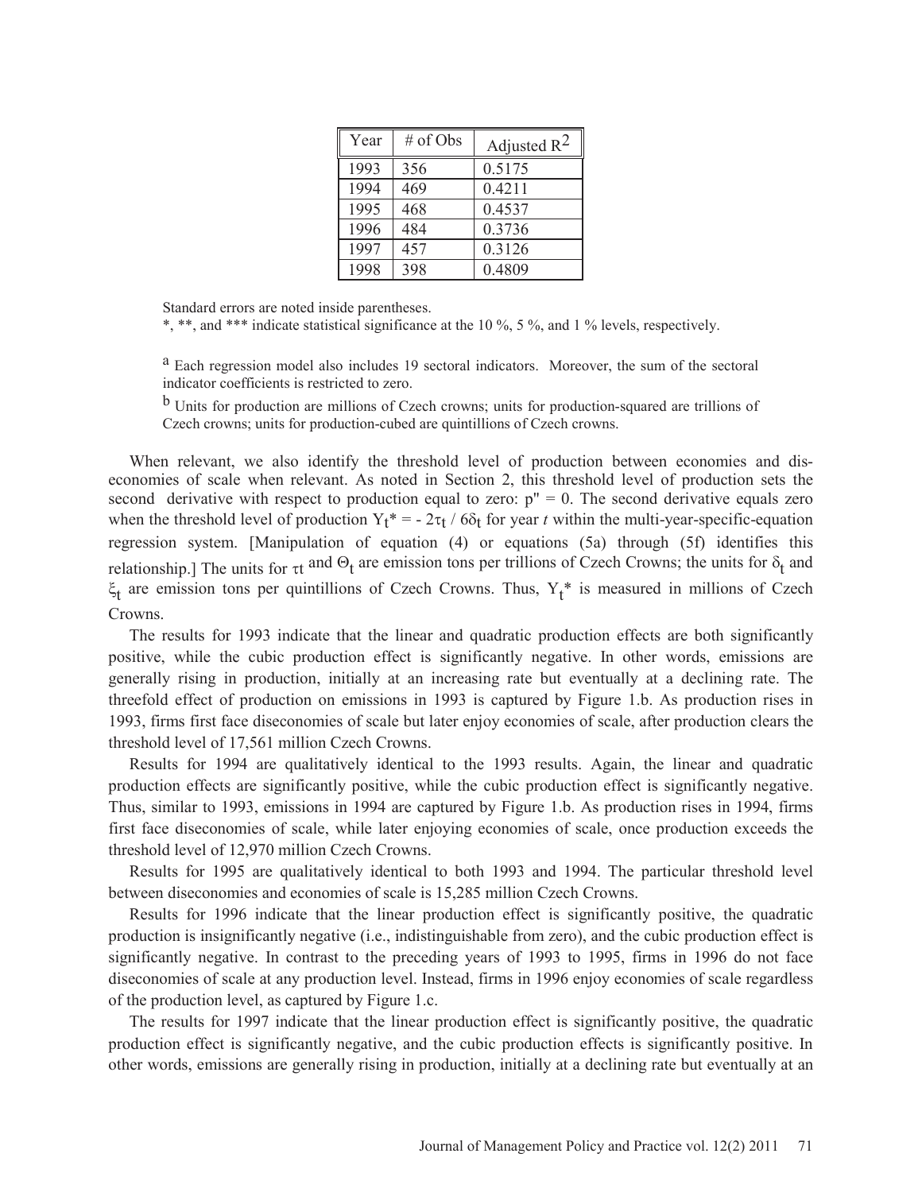| Year | # of Obs | Adjusted $R^2$ |
|---|---|---|
| 1993 | 356 | 0.5175 |
| 1994 | 469 | 0.4211 |
| 1995 | 468 | 0.4537 |
| 1996 | 484 | 0.3736 |
| 1997 | 457 | 0.3126 |
| 1998 | 398 | 0.4809 |

Standard errors are noted inside parentheses.

*, **, and *** indicate statistical significance at the 10 %, 5 %, and 1 % levels, respectively.

[a] Each regression model also includes 19 sectoral indicators. Moreover, the sum of the sectoral indicator coefficients is restricted to zero.

[b] Units for production are millions of Czech crowns; units for production-squared are trillions of Czech crowns; units for production-cubed are quintillions of Czech crowns.

When relevant, we also identify the threshold level of production between economies and dis-economies of scale when relevant. As noted in Section 2, this threshold level of production sets the second derivative with respect to production equal to zero: $p'' = 0$. The second derivative equals zero when the threshold level of production $Y_t^* = -2\tau_t / 6\delta_t$ for year *t* within the multi-year-specific-equation regression system. [Manipulation of equation (4) or equations (5a) through (5f) identifies this relationship.] The units for $\tau_t$ and $\Theta_t$ are emission tons per trillions of Czech Crowns; the units for $\delta_t$ and $\xi_t$ are emission tons per quintillions of Czech Crowns. Thus, $Y_t^*$ is measured in millions of Czech Crowns.

The results for 1993 indicate that the linear and quadratic production effects are both significantly positive, while the cubic production effect is significantly negative. In other words, emissions are generally rising in production, initially at an increasing rate but eventually at a declining rate. The threefold effect of production on emissions in 1993 is captured by Figure 1.b. As production rises in 1993, firms first face diseconomies of scale but later enjoy economies of scale, after production clears the threshold level of 17,561 million Czech Crowns.

Results for 1994 are qualitatively identical to the 1993 results. Again, the linear and quadratic production effects are significantly positive, while the cubic production effect is significantly negative. Thus, similar to 1993, emissions in 1994 are captured by Figure 1.b. As production rises in 1994, firms first face diseconomies of scale, while later enjoying economies of scale, once production exceeds the threshold level of 12,970 million Czech Crowns.

Results for 1995 are qualitatively identical to both 1993 and 1994. The particular threshold level between diseconomies and economies of scale is 15,285 million Czech Crowns.

Results for 1996 indicate that the linear production effect is significantly positive, the quadratic production is insignificantly negative (i.e., indistinguishable from zero), and the cubic production effect is significantly negative. In contrast to the preceding years of 1993 to 1995, firms in 1996 do not face diseconomies of scale at any production level. Instead, firms in 1996 enjoy economies of scale regardless of the production level, as captured by Figure 1.c.

The results for 1997 indicate that the linear production effect is significantly positive, the quadratic production effect is significantly negative, and the cubic production effects is significantly positive. In other words, emissions are generally rising in production, initially at a declining rate but eventually at an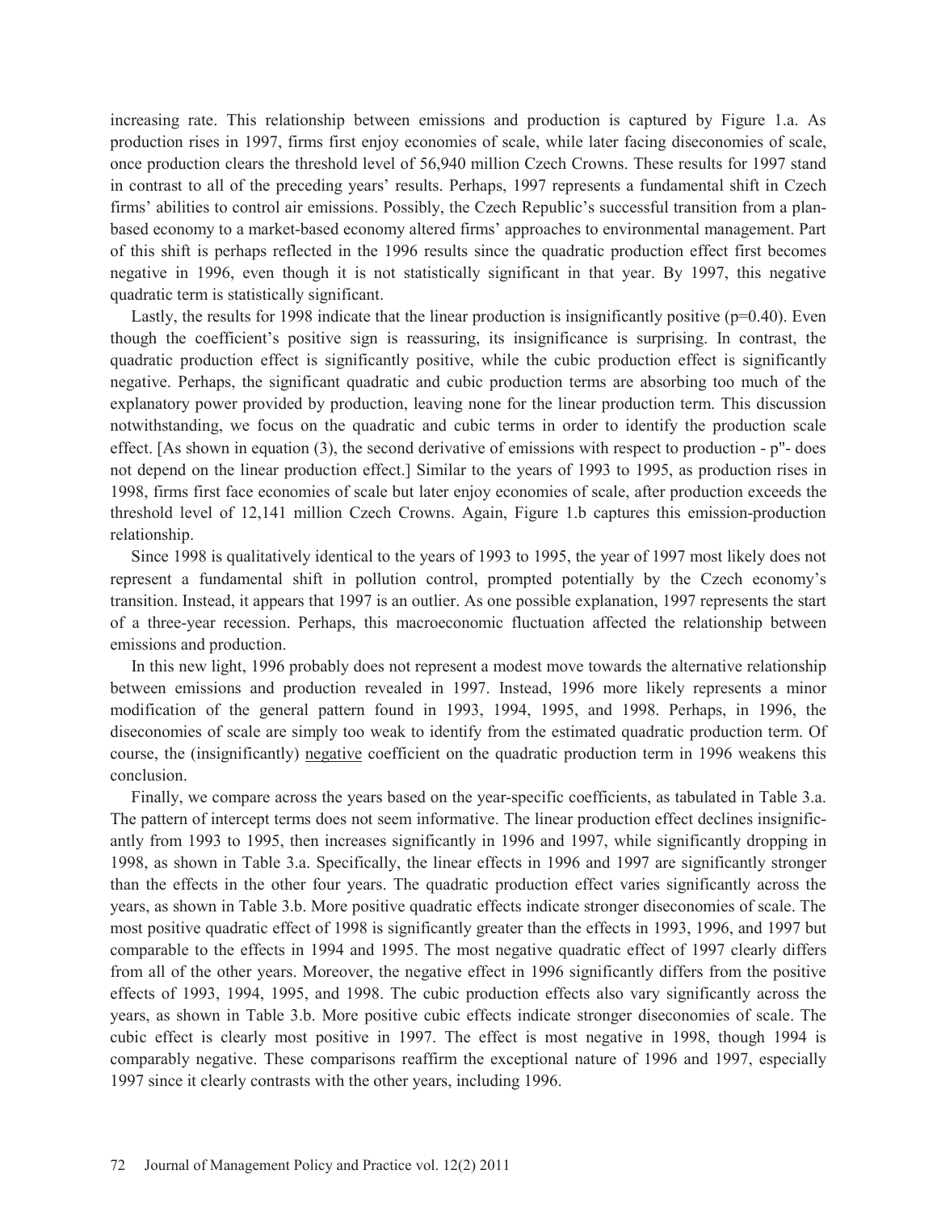increasing rate. This relationship between emissions and production is captured by Figure 1.a. As production rises in 1997, firms first enjoy economies of scale, while later facing diseconomies of scale, once production clears the threshold level of 56,940 million Czech Crowns. These results for 1997 stand in contrast to all of the preceding years' results. Perhaps, 1997 represents a fundamental shift in Czech firms' abilities to control air emissions. Possibly, the Czech Republic's successful transition from a plan-based economy to a market-based economy altered firms' approaches to environmental management. Part of this shift is perhaps reflected in the 1996 results since the quadratic production effect first becomes negative in 1996, even though it is not statistically significant in that year. By 1997, this negative quadratic term is statistically significant.

Lastly, the results for 1998 indicate that the linear production is insignificantly positive ($p=0.40$). Even though the coefficient's positive sign is reassuring, its insignificance is surprising. In contrast, the quadratic production effect is significantly positive, while the cubic production effect is significantly negative. Perhaps, the significant quadratic and cubic production terms are absorbing too much of the explanatory power provided by production, leaving none for the linear production term. This discussion notwithstanding, we focus on the quadratic and cubic terms in order to identify the production scale effect. [As shown in equation (3), the second derivative of emissions with respect to production - $p''$- does not depend on the linear production effect.] Similar to the years of 1993 to 1995, as production rises in 1998, firms first face economies of scale but later enjoy economies of scale, after production exceeds the threshold level of 12,141 million Czech Crowns. Again, Figure 1.b captures this emission-production relationship.

Since 1998 is qualitatively identical to the years of 1993 to 1995, the year of 1997 most likely does not represent a fundamental shift in pollution control, prompted potentially by the Czech economy's transition. Instead, it appears that 1997 is an outlier. As one possible explanation, 1997 represents the start of a three-year recession. Perhaps, this macroeconomic fluctuation affected the relationship between emissions and production.

In this new light, 1996 probably does not represent a modest move towards the alternative relationship between emissions and production revealed in 1997. Instead, 1996 more likely represents a minor modification of the general pattern found in 1993, 1994, 1995, and 1998. Perhaps, in 1996, the diseconomies of scale are simply too weak to identify from the estimated quadratic production term. Of course, the (insignificantly) <u>negative</u> coefficient on the quadratic production term in 1996 weakens this conclusion.

Finally, we compare across the years based on the year-specific coefficients, as tabulated in Table 3.a. The pattern of intercept terms does not seem informative. The linear production effect declines insignificantly from 1993 to 1995, then increases significantly in 1996 and 1997, while significantly dropping in 1998, as shown in Table 3.a. Specifically, the linear effects in 1996 and 1997 are significantly stronger than the effects in the other four years. The quadratic production effect varies significantly across the years, as shown in Table 3.b. More positive quadratic effects indicate stronger diseconomies of scale. The most positive quadratic effect of 1998 is significantly greater than the effects in 1993, 1996, and 1997 but comparable to the effects in 1994 and 1995. The most negative quadratic effect of 1997 clearly differs from all of the other years. Moreover, the negative effect in 1996 significantly differs from the positive effects of 1993, 1994, 1995, and 1998. The cubic production effects also vary significantly across the years, as shown in Table 3.b. More positive cubic effects indicate stronger diseconomies of scale. The cubic effect is clearly most positive in 1997. The effect is most negative in 1998, though 1994 is comparably negative. These comparisons reaffirm the exceptional nature of 1996 and 1997, especially 1997 since it clearly contrasts with the other years, including 1996.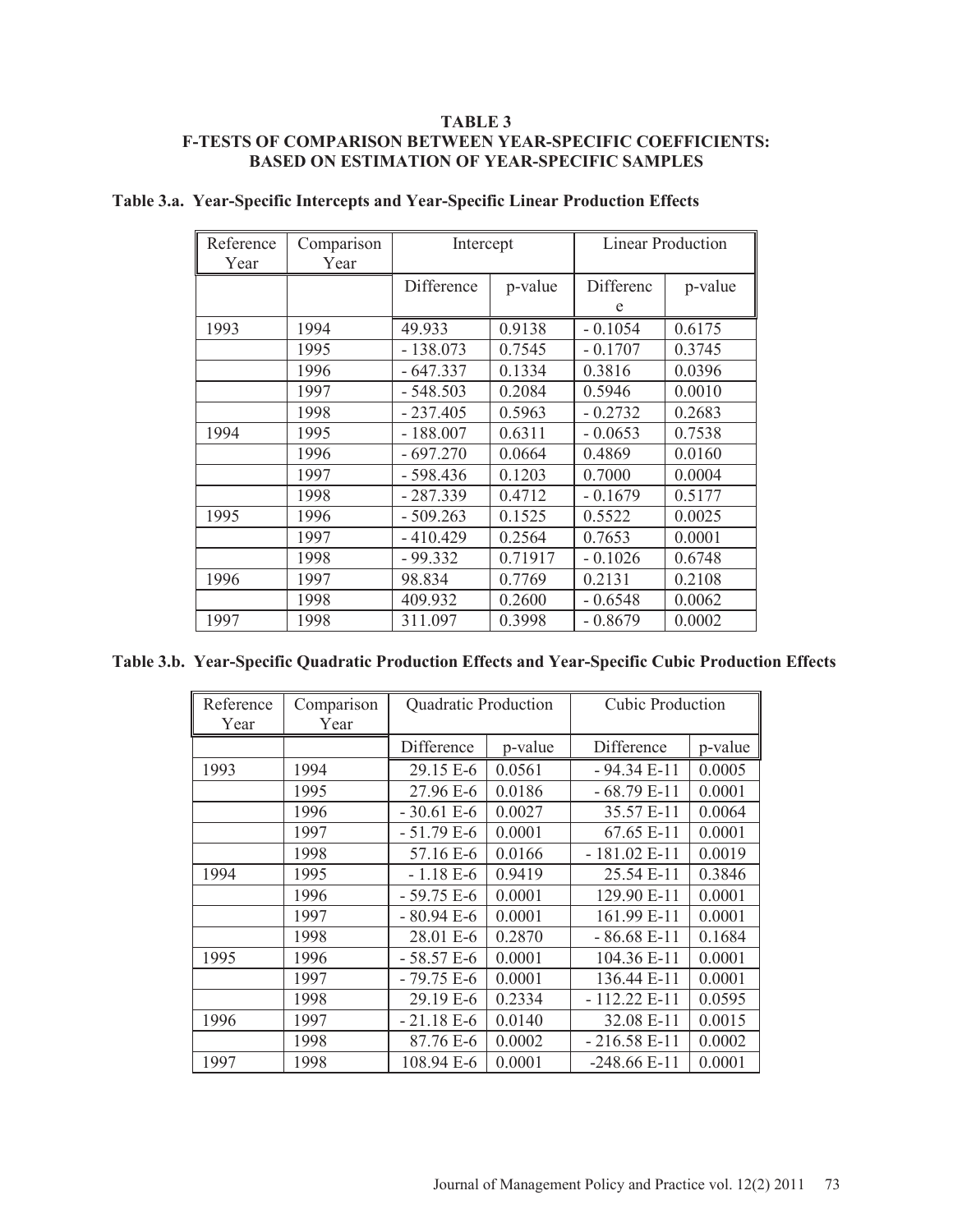**TABLE 3**
**F-TESTS OF COMPARISON BETWEEN YEAR-SPECIFIC COEFFICIENTS: BASED ON ESTIMATION OF YEAR-SPECIFIC SAMPLES**

**Table 3.a. Year-Specific Intercepts and Year-Specific Linear Production Effects**

| Reference Year | Comparison Year | Intercept | | Linear Production | |
|---|---|---|---|---|---|
| | | Difference | p-value | Difference | p-value |
| 1993 | 1994 | 49.933 | 0.9138 | - 0.1054 | 0.6175 |
| | 1995 | - 138.073 | 0.7545 | - 0.1707 | 0.3745 |
| | 1996 | - 647.337 | 0.1334 | 0.3816 | 0.0396 |
| | 1997 | - 548.503 | 0.2084 | 0.5946 | 0.0010 |
| | 1998 | - 237.405 | 0.5963 | - 0.2732 | 0.2683 |
| 1994 | 1995 | - 188.007 | 0.6311 | - 0.0653 | 0.7538 |
| | 1996 | - 697.270 | 0.0664 | 0.4869 | 0.0160 |
| | 1997 | - 598.436 | 0.1203 | 0.7000 | 0.0004 |
| | 1998 | - 287.339 | 0.4712 | - 0.1679 | 0.5177 |
| 1995 | 1996 | - 509.263 | 0.1525 | 0.5522 | 0.0025 |
| | 1997 | - 410.429 | 0.2564 | 0.7653 | 0.0001 |
| | 1998 | - 99.332 | 0.71917 | - 0.1026 | 0.6748 |
| 1996 | 1997 | 98.834 | 0.7769 | 0.2131 | 0.2108 |
| | 1998 | 409.932 | 0.2600 | - 0.6548 | 0.0062 |
| 1997 | 1998 | 311.097 | 0.3998 | - 0.8679 | 0.0002 |

**Table 3.b. Year-Specific Quadratic Production Effects and Year-Specific Cubic Production Effects**

| Reference Year | Comparison Year | Quadratic Production | | Cubic Production | |
|---|---|---|---|---|---|
| | | Difference | p-value | Difference | p-value |
| 1993 | 1994 | 29.15 E-6 | 0.0561 | - 94.34 E-11 | 0.0005 |
| | 1995 | 27.96 E-6 | 0.0186 | - 68.79 E-11 | 0.0001 |
| | 1996 | - 30.61 E-6 | 0.0027 | 35.57 E-11 | 0.0064 |
| | 1997 | - 51.79 E-6 | 0.0001 | 67.65 E-11 | 0.0001 |
| | 1998 | 57.16 E-6 | 0.0166 | - 181.02 E-11 | 0.0019 |
| 1994 | 1995 | - 1.18 E-6 | 0.9419 | 25.54 E-11 | 0.3846 |
| | 1996 | - 59.75 E-6 | 0.0001 | 129.90 E-11 | 0.0001 |
| | 1997 | - 80.94 E-6 | 0.0001 | 161.99 E-11 | 0.0001 |
| | 1998 | 28.01 E-6 | 0.2870 | - 86.68 E-11 | 0.1684 |
| 1995 | 1996 | - 58.57 E-6 | 0.0001 | 104.36 E-11 | 0.0001 |
| | 1997 | - 79.75 E-6 | 0.0001 | 136.44 E-11 | 0.0001 |
| | 1998 | 29.19 E-6 | 0.2334 | - 112.22 E-11 | 0.0595 |
| 1996 | 1997 | - 21.18 E-6 | 0.0140 | 32.08 E-11 | 0.0015 |
| | 1998 | 87.76 E-6 | 0.0002 | - 216.58 E-11 | 0.0002 |
| 1997 | 1998 | 108.94 E-6 | 0.0001 | -248.66 E-11 | 0.0001 |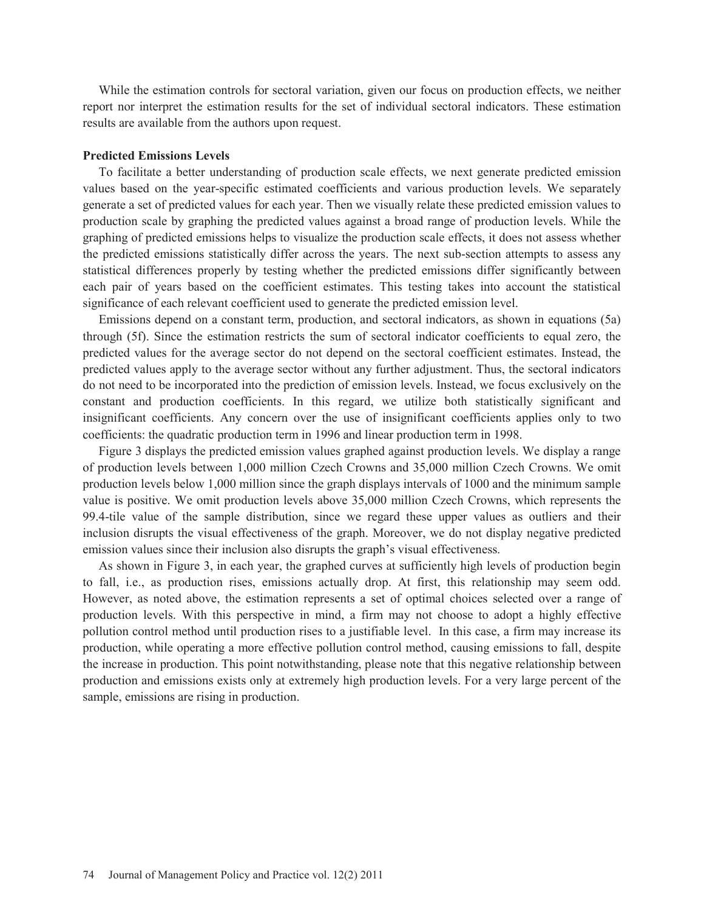While the estimation controls for sectoral variation, given our focus on production effects, we neither report nor interpret the estimation results for the set of individual sectoral indicators. These estimation results are available from the authors upon request.

**Predicted Emissions Levels**

To facilitate a better understanding of production scale effects, we next generate predicted emission values based on the year-specific estimated coefficients and various production levels. We separately generate a set of predicted values for each year. Then we visually relate these predicted emission values to production scale by graphing the predicted values against a broad range of production levels. While the graphing of predicted emissions helps to visualize the production scale effects, it does not assess whether the predicted emissions statistically differ across the years. The next sub-section attempts to assess any statistical differences properly by testing whether the predicted emissions differ significantly between each pair of years based on the coefficient estimates. This testing takes into account the statistical significance of each relevant coefficient used to generate the predicted emission level.

Emissions depend on a constant term, production, and sectoral indicators, as shown in equations (5a) through (5f). Since the estimation restricts the sum of sectoral indicator coefficients to equal zero, the predicted values for the average sector do not depend on the sectoral coefficient estimates. Instead, the predicted values apply to the average sector without any further adjustment. Thus, the sectoral indicators do not need to be incorporated into the prediction of emission levels. Instead, we focus exclusively on the constant and production coefficients. In this regard, we utilize both statistically significant and insignificant coefficients. Any concern over the use of insignificant coefficients applies only to two coefficients: the quadratic production term in 1996 and linear production term in 1998.

Figure 3 displays the predicted emission values graphed against production levels. We display a range of production levels between 1,000 million Czech Crowns and 35,000 million Czech Crowns. We omit production levels below 1,000 million since the graph displays intervals of 1000 and the minimum sample value is positive. We omit production levels above 35,000 million Czech Crowns, which represents the 99.4-tile value of the sample distribution, since we regard these upper values as outliers and their inclusion disrupts the visual effectiveness of the graph. Moreover, we do not display negative predicted emission values since their inclusion also disrupts the graph's visual effectiveness.

As shown in Figure 3, in each year, the graphed curves at sufficiently high levels of production begin to fall, i.e., as production rises, emissions actually drop. At first, this relationship may seem odd. However, as noted above, the estimation represents a set of optimal choices selected over a range of production levels. With this perspective in mind, a firm may not choose to adopt a highly effective pollution control method until production rises to a justifiable level. In this case, a firm may increase its production, while operating a more effective pollution control method, causing emissions to fall, despite the increase in production. This point notwithstanding, please note that this negative relationship between production and emissions exists only at extremely high production levels. For a very large percent of the sample, emissions are rising in production.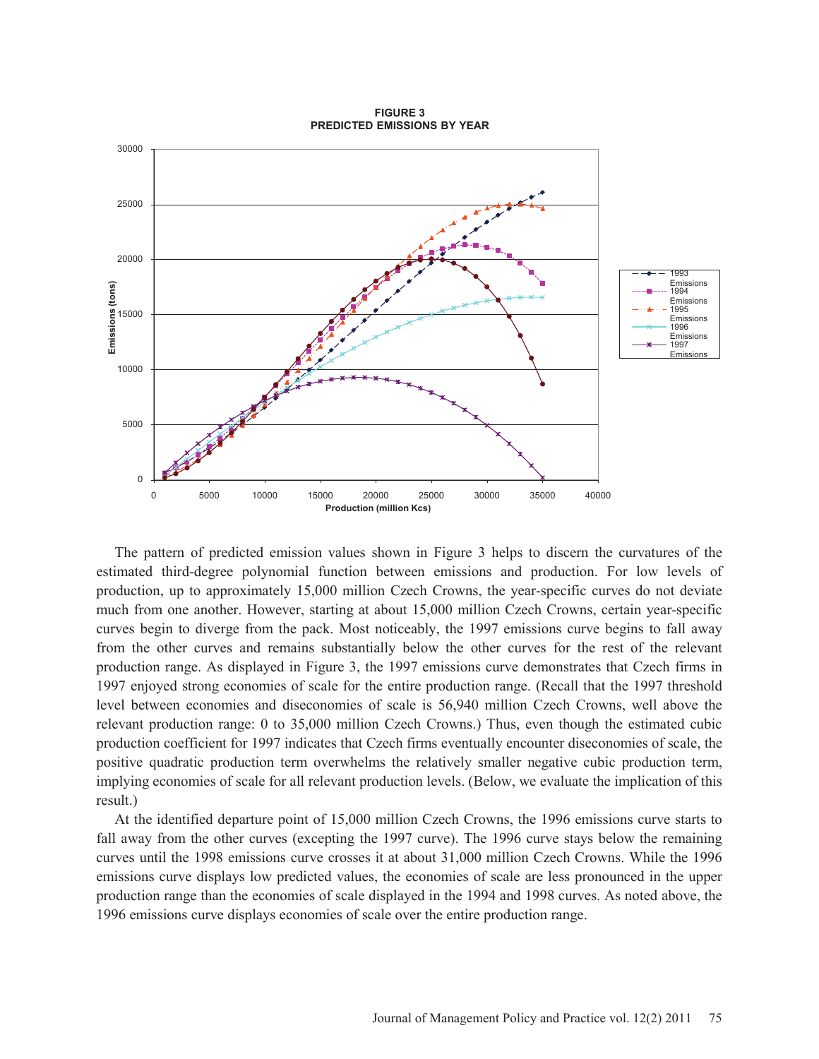**FIGURE 3**
**PREDICTED EMISSIONS BY YEAR**

The pattern of predicted emission values shown in Figure 3 helps to discern the curvatures of the estimated third-degree polynomial function between emissions and production. For low levels of production, up to approximately 15,000 million Czech Crowns, the year-specific curves do not deviate much from one another. However, starting at about 15,000 million Czech Crowns, certain year-specific curves begin to diverge from the pack. Most noticeably, the 1997 emissions curve begins to fall away from the other curves and remains substantially below the other curves for the rest of the relevant production range. As displayed in Figure 3, the 1997 emissions curve demonstrates that Czech firms in 1997 enjoyed strong economies of scale for the entire production range. (Recall that the 1997 threshold level between economies and diseconomies of scale is 56,940 million Czech Crowns, well above the relevant production range: 0 to 35,000 million Czech Crowns.) Thus, even though the estimated cubic production coefficient for 1997 indicates that Czech firms eventually encounter diseconomies of scale, the positive quadratic production term overwhelms the relatively smaller negative cubic production term, implying economies of scale for all relevant production levels. (Below, we evaluate the implication of this result.)

At the identified departure point of 15,000 million Czech Crowns, the 1996 emissions curve starts to fall away from the other curves (excepting the 1997 curve). The 1996 curve stays below the remaining curves until the 1998 emissions curve crosses it at about 31,000 million Czech Crowns. While the 1996 emissions curve displays low predicted values, the economies of scale are less pronounced in the upper production range than the economies of scale displayed in the 1994 and 1998 curves. As noted above, the 1996 emissions curve displays economies of scale over the entire production range.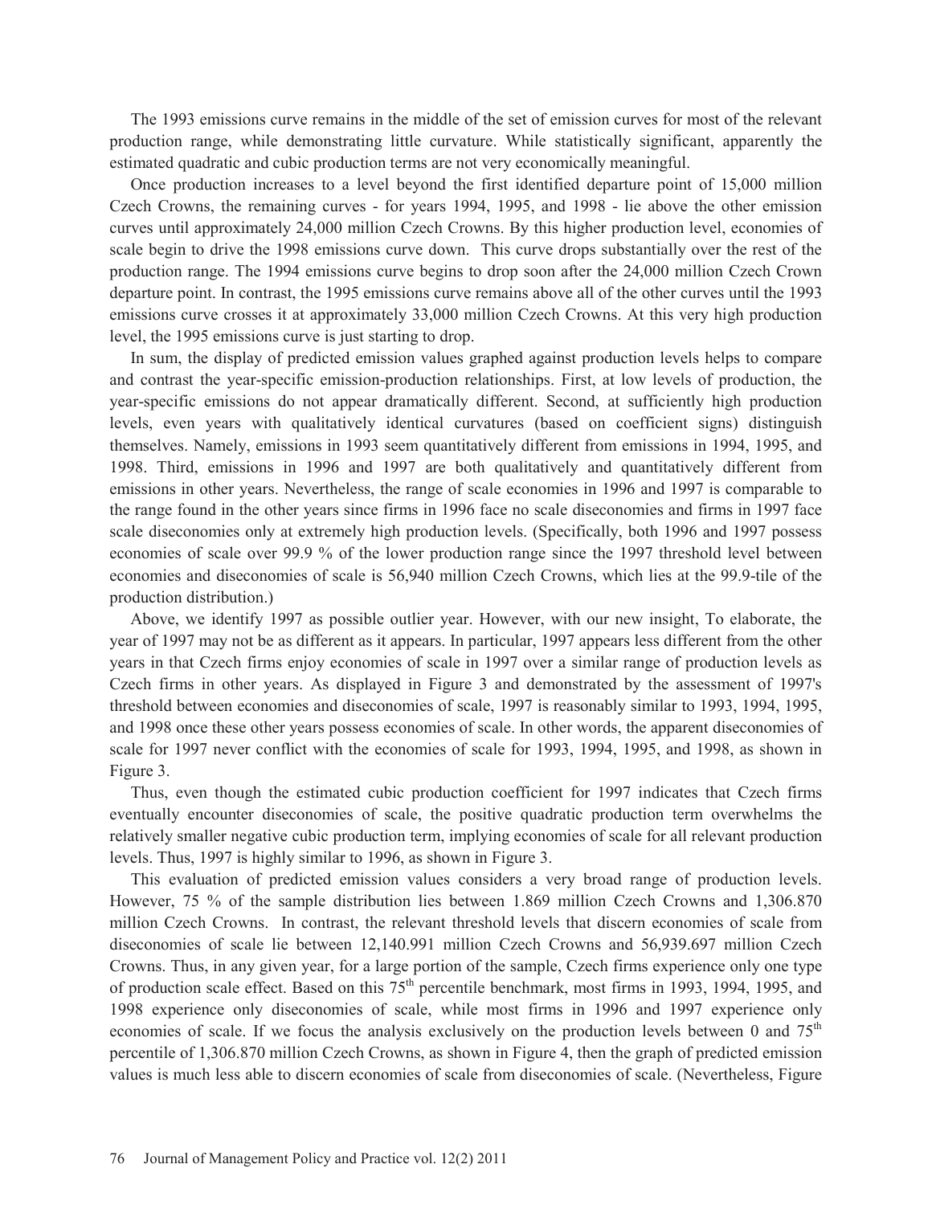The 1993 emissions curve remains in the middle of the set of emission curves for most of the relevant production range, while demonstrating little curvature. While statistically significant, apparently the estimated quadratic and cubic production terms are not very economically meaningful.

Once production increases to a level beyond the first identified departure point of 15,000 million Czech Crowns, the remaining curves - for years 1994, 1995, and 1998 - lie above the other emission curves until approximately 24,000 million Czech Crowns. By this higher production level, economies of scale begin to drive the 1998 emissions curve down. This curve drops substantially over the rest of the production range. The 1994 emissions curve begins to drop soon after the 24,000 million Czech Crown departure point. In contrast, the 1995 emissions curve remains above all of the other curves until the 1993 emissions curve crosses it at approximately 33,000 million Czech Crowns. At this very high production level, the 1995 emissions curve is just starting to drop.

In sum, the display of predicted emission values graphed against production levels helps to compare and contrast the year-specific emission-production relationships. First, at low levels of production, the year-specific emissions do not appear dramatically different. Second, at sufficiently high production levels, even years with qualitatively identical curvatures (based on coefficient signs) distinguish themselves. Namely, emissions in 1993 seem quantitatively different from emissions in 1994, 1995, and 1998. Third, emissions in 1996 and 1997 are both qualitatively and quantitatively different from emissions in other years. Nevertheless, the range of scale economies in 1996 and 1997 is comparable to the range found in the other years since firms in 1996 face no scale diseconomies and firms in 1997 face scale diseconomies only at extremely high production levels. (Specifically, both 1996 and 1997 possess economies of scale over 99.9 % of the lower production range since the 1997 threshold level between economies and diseconomies of scale is 56,940 million Czech Crowns, which lies at the 99.9-tile of the production distribution.)

Above, we identify 1997 as possible outlier year. However, with our new insight, To elaborate, the year of 1997 may not be as different as it appears. In particular, 1997 appears less different from the other years in that Czech firms enjoy economies of scale in 1997 over a similar range of production levels as Czech firms in other years. As displayed in Figure 3 and demonstrated by the assessment of 1997's threshold between economies and diseconomies of scale, 1997 is reasonably similar to 1993, 1994, 1995, and 1998 once these other years possess economies of scale. In other words, the apparent diseconomies of scale for 1997 never conflict with the economies of scale for 1993, 1994, 1995, and 1998, as shown in Figure 3.

Thus, even though the estimated cubic production coefficient for 1997 indicates that Czech firms eventually encounter diseconomies of scale, the positive quadratic production term overwhelms the relatively smaller negative cubic production term, implying economies of scale for all relevant production levels. Thus, 1997 is highly similar to 1996, as shown in Figure 3.

This evaluation of predicted emission values considers a very broad range of production levels. However, 75 % of the sample distribution lies between 1.869 million Czech Crowns and 1,306.870 million Czech Crowns. In contrast, the relevant threshold levels that discern economies of scale from diseconomies of scale lie between 12,140.991 million Czech Crowns and 56,939.697 million Czech Crowns. Thus, in any given year, for a large portion of the sample, Czech firms experience only one type of production scale effect. Based on this 75$^{th}$ percentile benchmark, most firms in 1993, 1994, 1995, and 1998 experience only diseconomies of scale, while most firms in 1996 and 1997 experience only economies of scale. If we focus the analysis exclusively on the production levels between 0 and 75$^{th}$ percentile of 1,306.870 million Czech Crowns, as shown in Figure 4, then the graph of predicted emission values is much less able to discern economies of scale from diseconomies of scale. (Nevertheless, Figure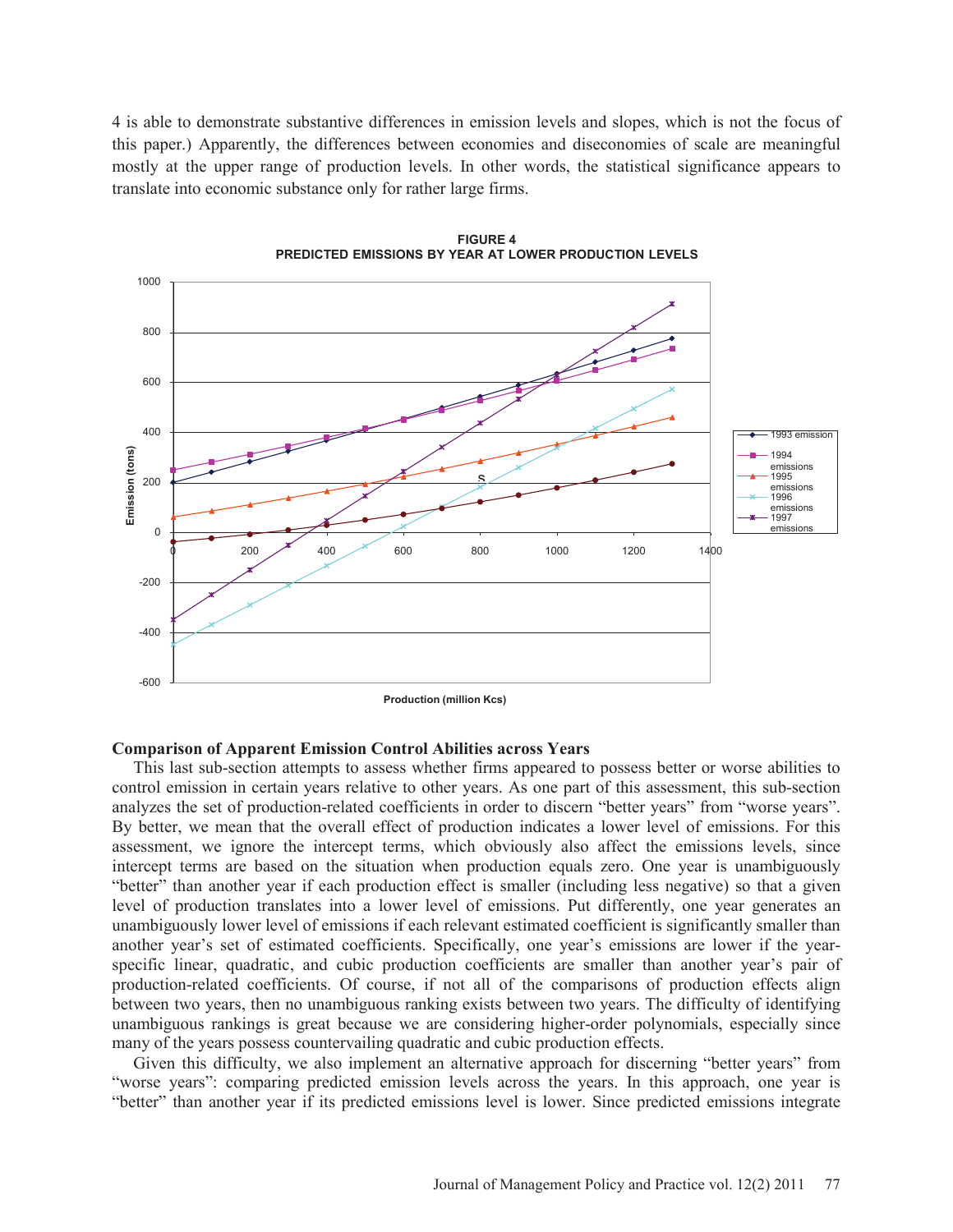4 is able to demonstrate substantive differences in emission levels and slopes, which is not the focus of this paper.) Apparently, the differences between economies and diseconomies of scale are meaningful mostly at the upper range of production levels. In other words, the statistical significance appears to translate into economic substance only for rather large firms.

**FIGURE 4**
**PREDICTED EMISSIONS BY YEAR AT LOWER PRODUCTION LEVELS**

### Comparison of Apparent Emission Control Abilities across Years

This last sub-section attempts to assess whether firms appeared to possess better or worse abilities to control emission in certain years relative to other years. As one part of this assessment, this sub-section analyzes the set of production-related coefficients in order to discern "better years" from "worse years". By better, we mean that the overall effect of production indicates a lower level of emissions. For this assessment, we ignore the intercept terms, which obviously also affect the emissions levels, since intercept terms are based on the situation when production equals zero. One year is unambiguously "better" than another year if each production effect is smaller (including less negative) so that a given level of production translates into a lower level of emissions. Put differently, one year generates an unambiguously lower level of emissions if each relevant estimated coefficient is significantly smaller than another year's set of estimated coefficients. Specifically, one year's emissions are lower if the year-specific linear, quadratic, and cubic production coefficients are smaller than another year's pair of production-related coefficients. Of course, if not all of the comparisons of production effects align between two years, then no unambiguous ranking exists between two years. The difficulty of identifying unambiguous rankings is great because we are considering higher-order polynomials, especially since many of the years possess countervailing quadratic and cubic production effects.

Given this difficulty, we also implement an alternative approach for discerning "better years" from "worse years": comparing predicted emission levels across the years. In this approach, one year is "better" than another year if its predicted emissions level is lower. Since predicted emissions integrate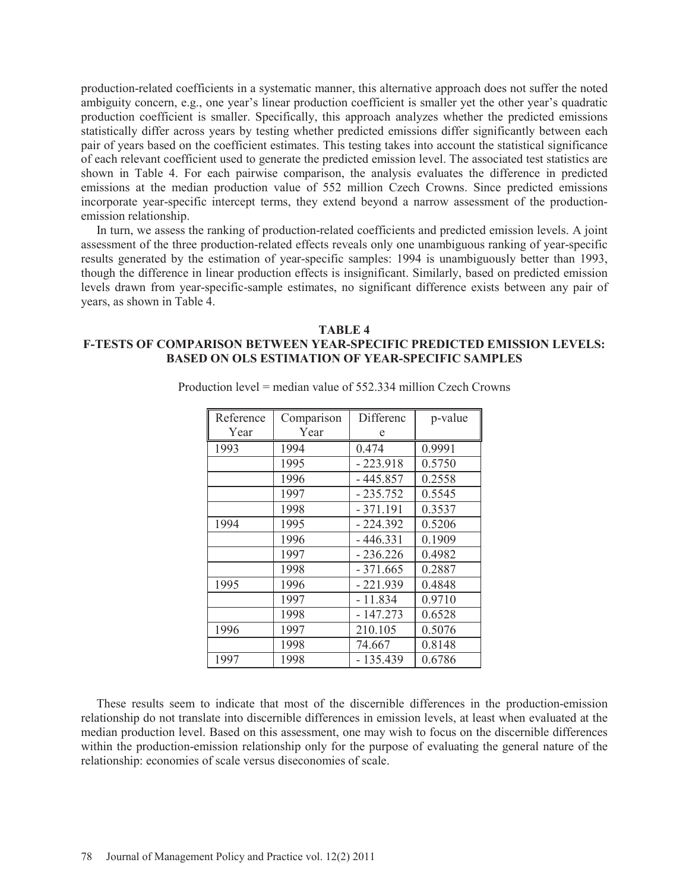production-related coefficients in a systematic manner, this alternative approach does not suffer the noted ambiguity concern, e.g., one year's linear production coefficient is smaller yet the other year's quadratic production coefficient is smaller. Specifically, this approach analyzes whether the predicted emissions statistically differ across years by testing whether predicted emissions differ significantly between each pair of years based on the coefficient estimates. This testing takes into account the statistical significance of each relevant coefficient used to generate the predicted emission level. The associated test statistics are shown in Table 4. For each pairwise comparison, the analysis evaluates the difference in predicted emissions at the median production value of 552 million Czech Crowns. Since predicted emissions incorporate year-specific intercept terms, they extend beyond a narrow assessment of the production-emission relationship.

In turn, we assess the ranking of production-related coefficients and predicted emission levels. A joint assessment of the three production-related effects reveals only one unambiguous ranking of year-specific results generated by the estimation of year-specific samples: 1994 is unambiguously better than 1993, though the difference in linear production effects is insignificant. Similarly, based on predicted emission levels drawn from year-specific-sample estimates, no significant difference exists between any pair of years, as shown in Table 4.

**TABLE 4**
**F-TESTS OF COMPARISON BETWEEN YEAR-SPECIFIC PREDICTED EMISSION LEVELS: BASED ON OLS ESTIMATION OF YEAR-SPECIFIC SAMPLES**

Production level = median value of 552.334 million Czech Crowns

| Reference Year | Comparison Year | Difference | p-value |
|---|---|---|---|
| 1993 | 1994 | 0.474 | 0.9991 |
| | 1995 | - 223.918 | 0.5750 |
| | 1996 | - 445.857 | 0.2558 |
| | 1997 | - 235.752 | 0.5545 |
| | 1998 | - 371.191 | 0.3537 |
| 1994 | 1995 | - 224.392 | 0.5206 |
| | 1996 | - 446.331 | 0.1909 |
| | 1997 | - 236.226 | 0.4982 |
| | 1998 | - 371.665 | 0.2887 |
| 1995 | 1996 | - 221.939 | 0.4848 |
| | 1997 | - 11.834 | 0.9710 |
| | 1998 | - 147.273 | 0.6528 |
| 1996 | 1997 | 210.105 | 0.5076 |
| | 1998 | 74.667 | 0.8148 |
| 1997 | 1998 | - 135.439 | 0.6786 |

These results seem to indicate that most of the discernible differences in the production-emission relationship do not translate into discernible differences in emission levels, at least when evaluated at the median production level. Based on this assessment, one may wish to focus on the discernible differences within the production-emission relationship only for the purpose of evaluating the general nature of the relationship: economies of scale versus diseconomies of scale.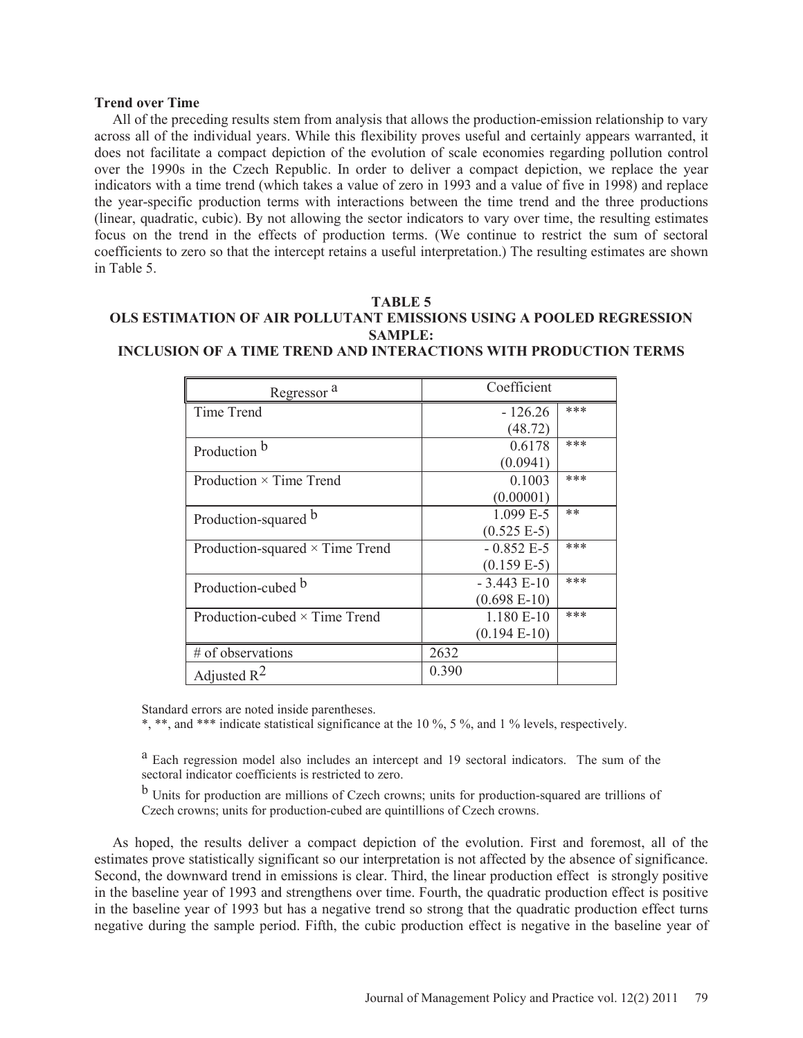**Trend over Time**

All of the preceding results stem from analysis that allows the production-emission relationship to vary across all of the individual years. While this flexibility proves useful and certainly appears warranted, it does not facilitate a compact depiction of the evolution of scale economies regarding pollution control over the 1990s in the Czech Republic. In order to deliver a compact depiction, we replace the year indicators with a time trend (which takes a value of zero in 1993 and a value of five in 1998) and replace the year-specific production terms with interactions between the time trend and the three productions (linear, quadratic, cubic). By not allowing the sector indicators to vary over time, the resulting estimates focus on the trend in the effects of production terms. (We continue to restrict the sum of sectoral coefficients to zero so that the intercept retains a useful interpretation.) The resulting estimates are shown in Table 5.

**TABLE 5**
**OLS ESTIMATION OF AIR POLLUTANT EMISSIONS USING A POOLED REGRESSION SAMPLE:**
**INCLUSION OF A TIME TREND AND INTERACTIONS WITH PRODUCTION TERMS**

| Regressor [a] | Coefficient | |
|---|---|---|
| Time Trend | - 126.26 (48.72) | *** |
| Production [b] | 0.6178 (0.0941) | *** |
| Production × Time Trend | 0.1003 (0.00001) | *** |
| Production-squared [b] | 1.099 E-5 (0.525 E-5) | ** |
| Production-squared × Time Trend | - 0.852 E-5 (0.159 E-5) | *** |
| Production-cubed [b] | - 3.443 E-10 (0.698 E-10) | *** |
| Production-cubed × Time Trend | 1.180 E-10 (0.194 E-10) | *** |
| # of observations | 2632 | |
| Adjusted $R^2$ | 0.390 | |

Standard errors are noted inside parentheses.
*, **, and *** indicate statistical significance at the 10 %, 5 %, and 1 % levels, respectively.

[a] Each regression model also includes an intercept and 19 sectoral indicators. The sum of the sectoral indicator coefficients is restricted to zero.

[b] Units for production are millions of Czech crowns; units for production-squared are trillions of Czech crowns; units for production-cubed are quintillions of Czech crowns.

As hoped, the results deliver a compact depiction of the evolution. First and foremost, all of the estimates prove statistically significant so our interpretation is not affected by the absence of significance. Second, the downward trend in emissions is clear. Third, the linear production effect is strongly positive in the baseline year of 1993 and strengthens over time. Fourth, the quadratic production effect is positive in the baseline year of 1993 but has a negative trend so strong that the quadratic production effect turns negative during the sample period. Fifth, the cubic production effect is negative in the baseline year of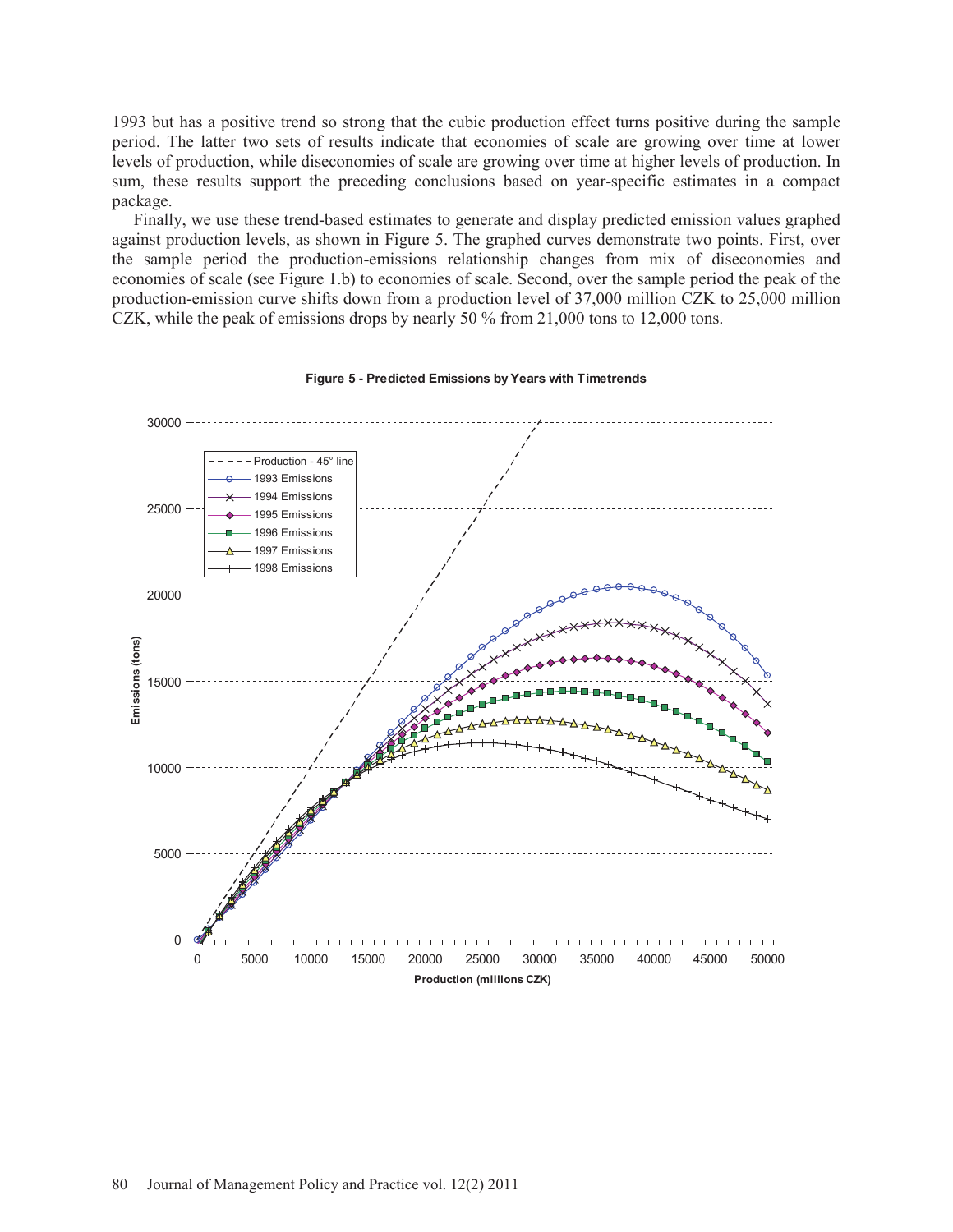1993 but has a positive trend so strong that the cubic production effect turns positive during the sample period. The latter two sets of results indicate that economies of scale are growing over time at lower levels of production, while diseconomies of scale are growing over time at higher levels of production. In sum, these results support the preceding conclusions based on year-specific estimates in a compact package.

Finally, we use these trend-based estimates to generate and display predicted emission values graphed against production levels, as shown in Figure 5. The graphed curves demonstrate two points. First, over the sample period the production-emissions relationship changes from mix of diseconomies and economies of scale (see Figure 1.b) to economies of scale. Second, over the sample period the peak of the production-emission curve shifts down from a production level of 37,000 million CZK to 25,000 million CZK, while the peak of emissions drops by nearly 50 % from 21,000 tons to 12,000 tons.

**Figure 5 - Predicted Emissions by Years with Timetrends**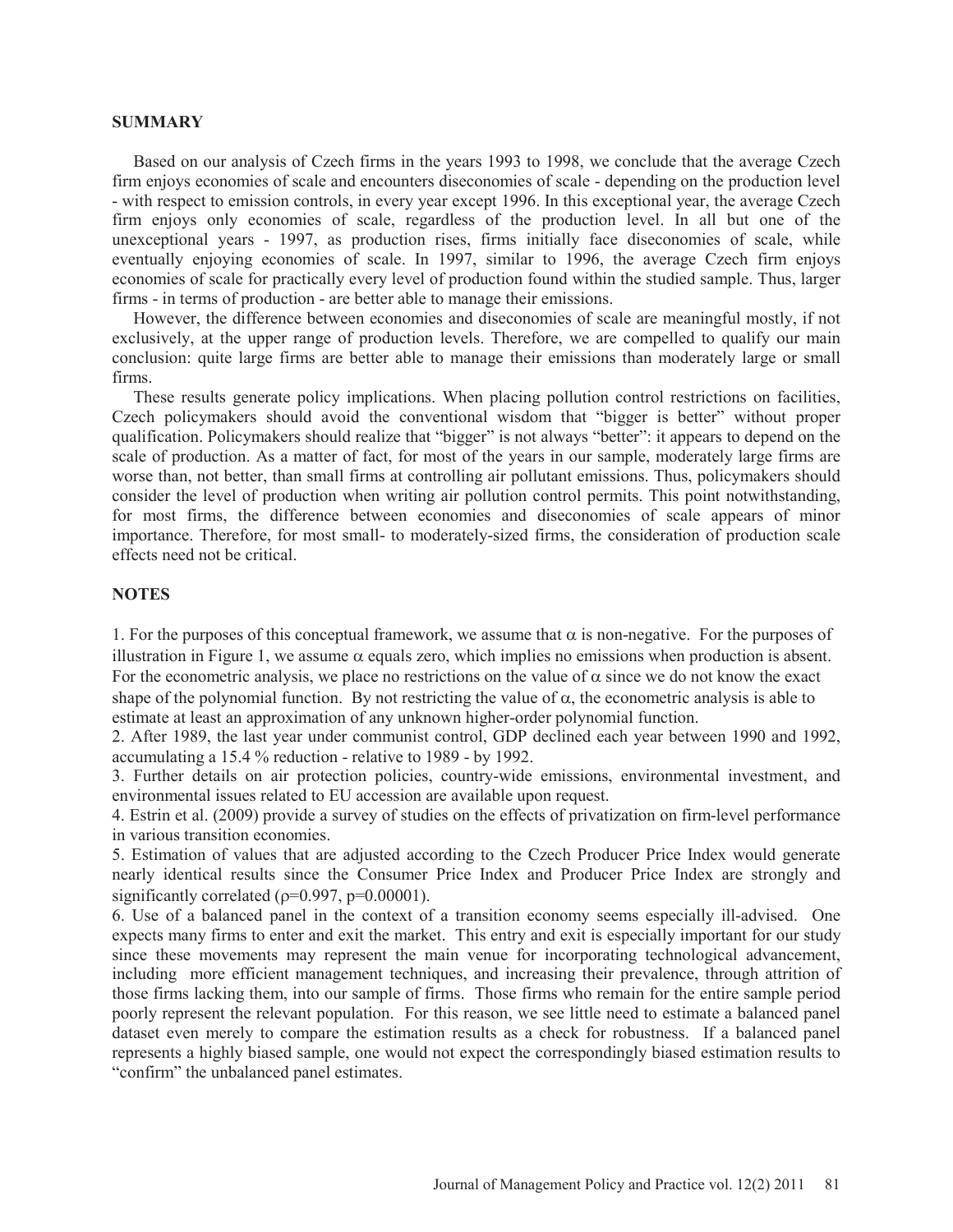## SUMMARY

Based on our analysis of Czech firms in the years 1993 to 1998, we conclude that the average Czech firm enjoys economies of scale and encounters diseconomies of scale - depending on the production level - with respect to emission controls, in every year except 1996. In this exceptional year, the average Czech firm enjoys only economies of scale, regardless of the production level. In all but one of the unexceptional years - 1997, as production rises, firms initially face diseconomies of scale, while eventually enjoying economies of scale. In 1997, similar to 1996, the average Czech firm enjoys economies of scale for practically every level of production found within the studied sample. Thus, larger firms - in terms of production - are better able to manage their emissions.

However, the difference between economies and diseconomies of scale are meaningful mostly, if not exclusively, at the upper range of production levels. Therefore, we are compelled to qualify our main conclusion: quite large firms are better able to manage their emissions than moderately large or small firms.

These results generate policy implications. When placing pollution control restrictions on facilities, Czech policymakers should avoid the conventional wisdom that "bigger is better" without proper qualification. Policymakers should realize that "bigger" is not always "better": it appears to depend on the scale of production. As a matter of fact, for most of the years in our sample, moderately large firms are worse than, not better, than small firms at controlling air pollutant emissions. Thus, policymakers should consider the level of production when writing air pollution control permits. This point notwithstanding, for most firms, the difference between economies and diseconomies of scale appears of minor importance. Therefore, for most small- to moderately-sized firms, the consideration of production scale effects need not be critical.

## NOTES

1. For the purposes of this conceptual framework, we assume that $\alpha$ is non-negative. For the purposes of illustration in Figure 1, we assume $\alpha$ equals zero, which implies no emissions when production is absent. For the econometric analysis, we place no restrictions on the value of $\alpha$ since we do not know the exact shape of the polynomial function. By not restricting the value of $\alpha$, the econometric analysis is able to estimate at least an approximation of any unknown higher-order polynomial function.
2. After 1989, the last year under communist control, GDP declined each year between 1990 and 1992, accumulating a 15.4 % reduction - relative to 1989 - by 1992.
3. Further details on air protection policies, country-wide emissions, environmental investment, and environmental issues related to EU accession are available upon request.
4. Estrin et al. (2009) provide a survey of studies on the effects of privatization on firm-level performance in various transition economies.
5. Estimation of values that are adjusted according to the Czech Producer Price Index would generate nearly identical results since the Consumer Price Index and Producer Price Index are strongly and significantly correlated ($\rho$=0.997, p=0.00001).
6. Use of a balanced panel in the context of a transition economy seems especially ill-advised. One expects many firms to enter and exit the market. This entry and exit is especially important for our study since these movements may represent the main venue for incorporating technological advancement, including more efficient management techniques, and increasing their prevalence, through attrition of those firms lacking them, into our sample of firms. Those firms who remain for the entire sample period poorly represent the relevant population. For this reason, we see little need to estimate a balanced panel dataset even merely to compare the estimation results as a check for robustness. If a balanced panel represents a highly biased sample, one would not expect the correspondingly biased estimation results to "confirm" the unbalanced panel estimates.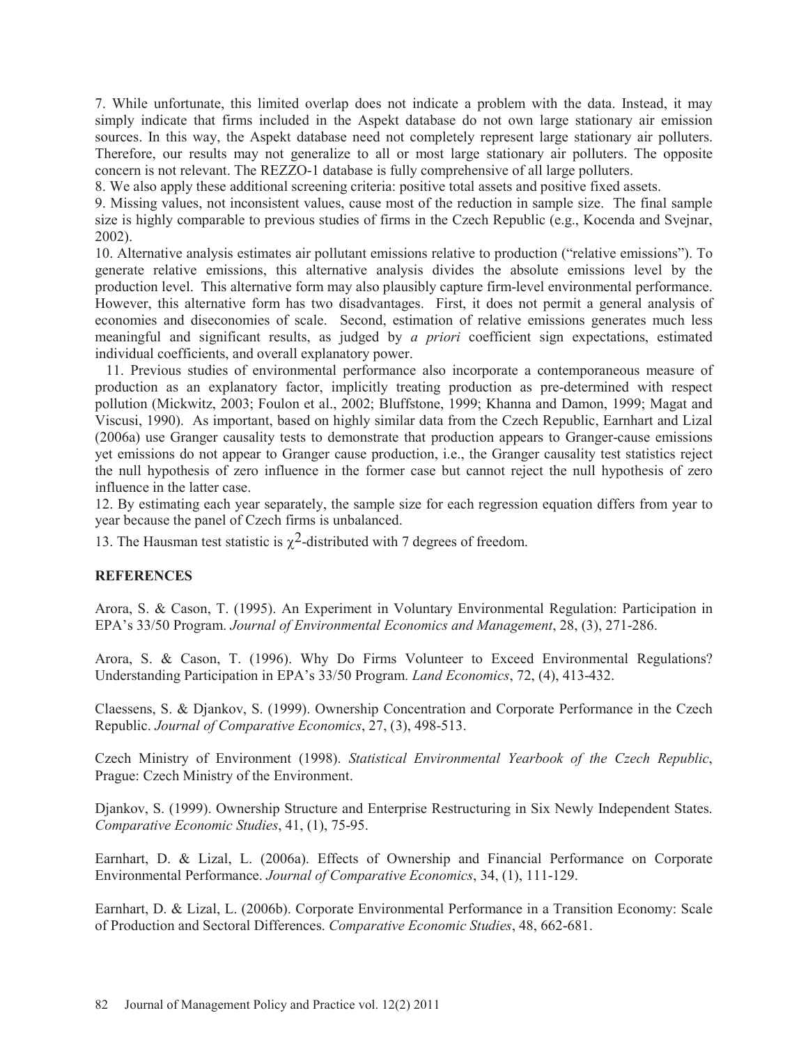7. While unfortunate, this limited overlap does not indicate a problem with the data. Instead, it may simply indicate that firms included in the Aspekt database do not own large stationary air emission sources. In this way, the Aspekt database need not completely represent large stationary air polluters. Therefore, our results may not generalize to all or most large stationary air polluters. The opposite concern is not relevant. The REZZO-1 database is fully comprehensive of all large polluters.

8. We also apply these additional screening criteria: positive total assets and positive fixed assets.

9. Missing values, not inconsistent values, cause most of the reduction in sample size. The final sample size is highly comparable to previous studies of firms in the Czech Republic (e.g., Kocenda and Svejnar, 2002).

10. Alternative analysis estimates air pollutant emissions relative to production ("relative emissions"). To generate relative emissions, this alternative analysis divides the absolute emissions level by the production level. This alternative form may also plausibly capture firm-level environmental performance. However, this alternative form has two disadvantages. First, it does not permit a general analysis of economies and diseconomies of scale. Second, estimation of relative emissions generates much less meaningful and significant results, as judged by *a priori* coefficient sign expectations, estimated individual coefficients, and overall explanatory power.

11. Previous studies of environmental performance also incorporate a contemporaneous measure of production as an explanatory factor, implicitly treating production as pre-determined with respect pollution (Mickwitz, 2003; Foulon et al., 2002; Bluffstone, 1999; Khanna and Damon, 1999; Magat and Viscusi, 1990). As important, based on highly similar data from the Czech Republic, Earnhart and Lizal (2006a) use Granger causality tests to demonstrate that production appears to Granger-cause emissions yet emissions do not appear to Granger cause production, i.e., the Granger causality test statistics reject the null hypothesis of zero influence in the former case but cannot reject the null hypothesis of zero influence in the latter case.

12. By estimating each year separately, the sample size for each regression equation differs from year to year because the panel of Czech firms is unbalanced.

13. The Hausman test statistic is $\chi^2$-distributed with 7 degrees of freedom.

## REFERENCES

Arora, S. & Cason, T. (1995). An Experiment in Voluntary Environmental Regulation: Participation in EPA's 33/50 Program. *Journal of Environmental Economics and Management*, 28, (3), 271-286.

Arora, S. & Cason, T. (1996). Why Do Firms Volunteer to Exceed Environmental Regulations? Understanding Participation in EPA's 33/50 Program. *Land Economics*, 72, (4), 413-432.

Claessens, S. & Djankov, S. (1999). Ownership Concentration and Corporate Performance in the Czech Republic. *Journal of Comparative Economics*, 27, (3), 498-513.

Czech Ministry of Environment (1998). *Statistical Environmental Yearbook of the Czech Republic*, Prague: Czech Ministry of the Environment.

Djankov, S. (1999). Ownership Structure and Enterprise Restructuring in Six Newly Independent States. *Comparative Economic Studies*, 41, (1), 75-95.

Earnhart, D. & Lizal, L. (2006a). Effects of Ownership and Financial Performance on Corporate Environmental Performance. *Journal of Comparative Economics*, 34, (1), 111-129.

Earnhart, D. & Lizal, L. (2006b). Corporate Environmental Performance in a Transition Economy: Scale of Production and Sectoral Differences. *Comparative Economic Studies*, 48, 662-681.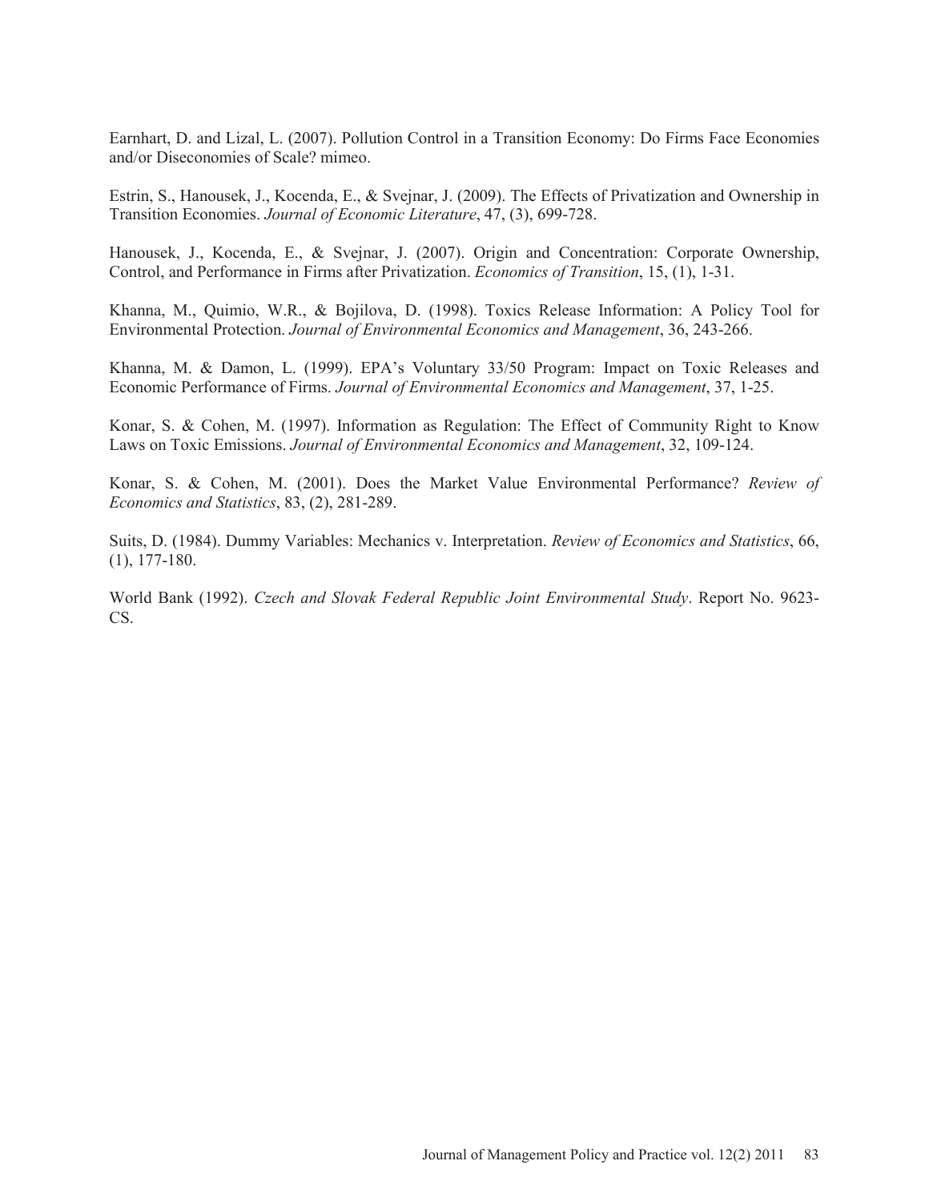Earnhart, D. and Lizal, L. (2007). Pollution Control in a Transition Economy: Do Firms Face Economies and/or Diseconomies of Scale? mimeo.

Estrin, S., Hanousek, J., Kocenda, E., & Svejnar, J. (2009). The Effects of Privatization and Ownership in Transition Economies. *Journal of Economic Literature*, 47, (3), 699-728.

Hanousek, J., Kocenda, E., & Svejnar, J. (2007). Origin and Concentration: Corporate Ownership, Control, and Performance in Firms after Privatization. *Economics of Transition*, 15, (1), 1-31.

Khanna, M., Quimio, W.R., & Bojilova, D. (1998). Toxics Release Information: A Policy Tool for Environmental Protection. *Journal of Environmental Economics and Management*, 36, 243-266.

Khanna, M. & Damon, L. (1999). EPA's Voluntary 33/50 Program: Impact on Toxic Releases and Economic Performance of Firms. *Journal of Environmental Economics and Management*, 37, 1-25.

Konar, S. & Cohen, M. (1997). Information as Regulation: The Effect of Community Right to Know Laws on Toxic Emissions. *Journal of Environmental Economics and Management*, 32, 109-124.

Konar, S. & Cohen, M. (2001). Does the Market Value Environmental Performance? *Review of Economics and Statistics*, 83, (2), 281-289.

Suits, D. (1984). Dummy Variables: Mechanics v. Interpretation. *Review of Economics and Statistics*, 66, (1), 177-180.

World Bank (1992). *Czech and Slovak Federal Republic Joint Environmental Study*. Report No. 9623-CS.